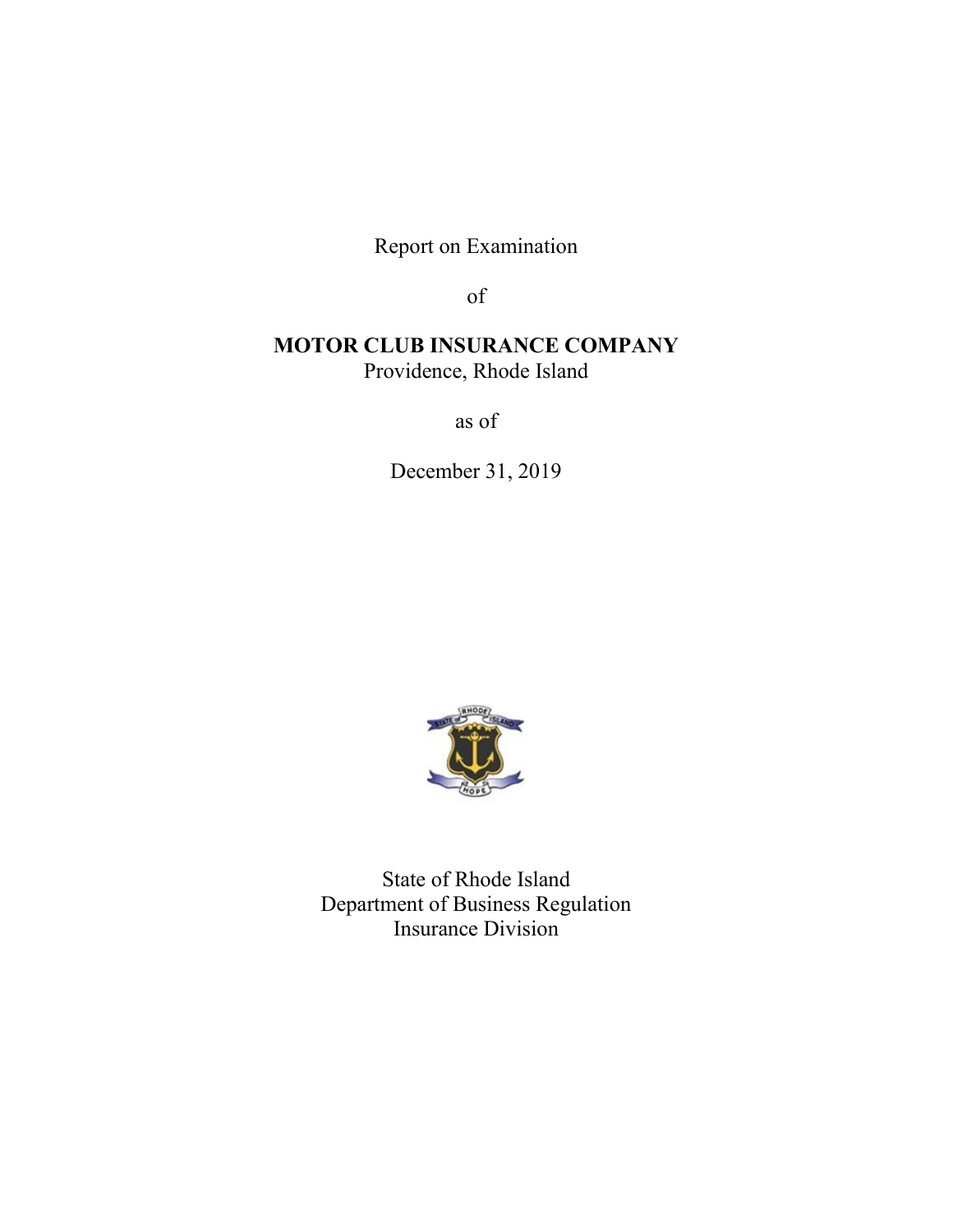Report on Examination

of

**MOTOR CLUB INSURANCE COMPANY**
Providence, Rhode Island

as of

December 31, 2019

State of Rhode Island
Department of Business Regulation
Insurance Division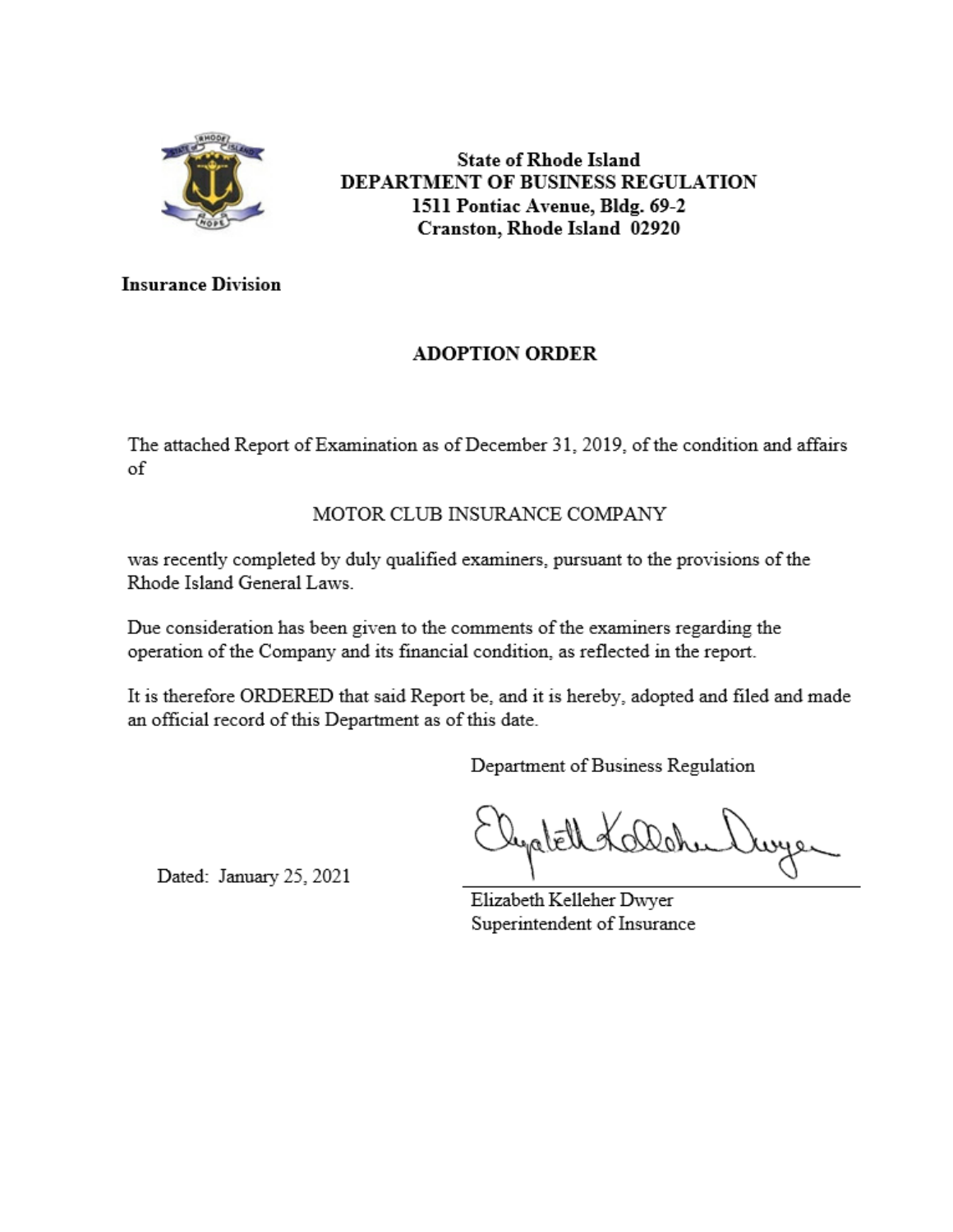**State of Rhode Island**
**DEPARTMENT OF BUSINESS REGULATION**
**1511 Pontiac Avenue, Bldg. 69-2**
**Cranston, Rhode Island 02920**

**Insurance Division**

## ADOPTION ORDER

The attached Report of Examination as of December 31, 2019, of the condition and affairs of

MOTOR CLUB INSURANCE COMPANY

was recently completed by duly qualified examiners, pursuant to the provisions of the Rhode Island General Laws.

Due consideration has been given to the comments of the examiners regarding the operation of the Company and its financial condition, as reflected in the report.

It is therefore ORDERED that said Report be, and it is hereby, adopted and filed and made an official record of this Department as of this date.

Department of Business Regulation

Dated: January 25, 2021

Elizabeth Kelleher Dwyer
Superintendent of Insurance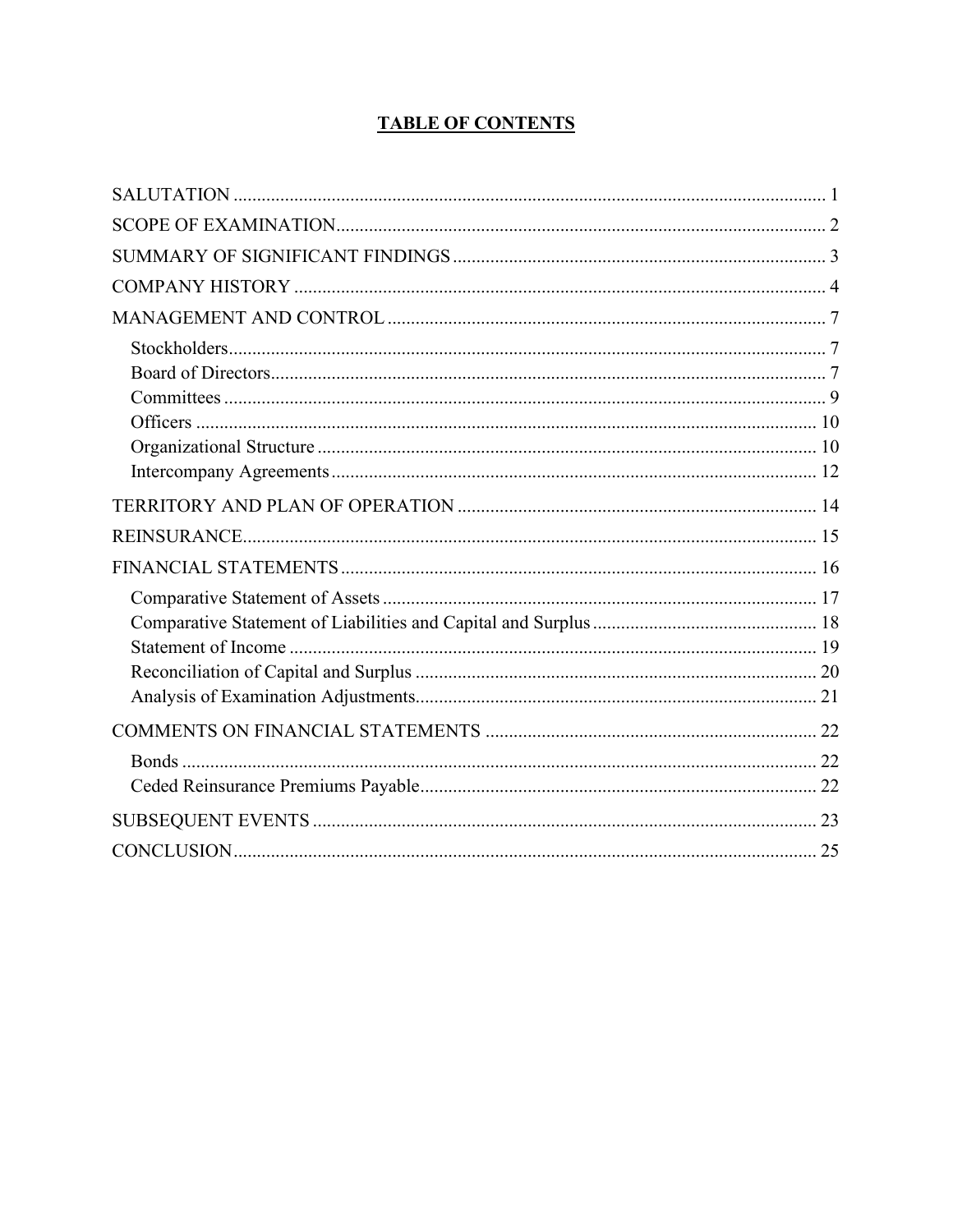# TABLE OF CONTENTS

SALUTATION ............................................................................................................. 1

SCOPE OF EXAMINATION ......................................................................................... 2

SUMMARY OF SIGNIFICANT FINDINGS ................................................................... 3

COMPANY HISTORY ................................................................................................. 4

MANAGEMENT AND CONTROL .............................................................................. 7

- Stockholders ................................................................................................... 7
- Board of Directors .......................................................................................... 7
- Committees .................................................................................................... 9
- Officers ......................................................................................................... 10
- Organizational Structure ............................................................................... 10
- Intercompany Agreements ............................................................................. 12

TERRITORY AND PLAN OF OPERATION ............................................................... 14

REINSURANCE ......................................................................................................... 15

FINANCIAL STATEMENTS ....................................................................................... 16

- Comparative Statement of Assets .................................................................. 17
- Comparative Statement of Liabilities and Capital and Surplus ....................... 18
- Statement of Income ...................................................................................... 19
- Reconciliation of Capital and Surplus ............................................................ 20
- Analysis of Examination Adjustments ............................................................ 21

COMMENTS ON FINANCIAL STATEMENTS ........................................................... 22

- Bonds ............................................................................................................ 22
- Ceded Reinsurance Premiums Payable .......................................................... 22

SUBSEQUENT EVENTS ............................................................................................ 23

CONCLUSION ........................................................................................................... 25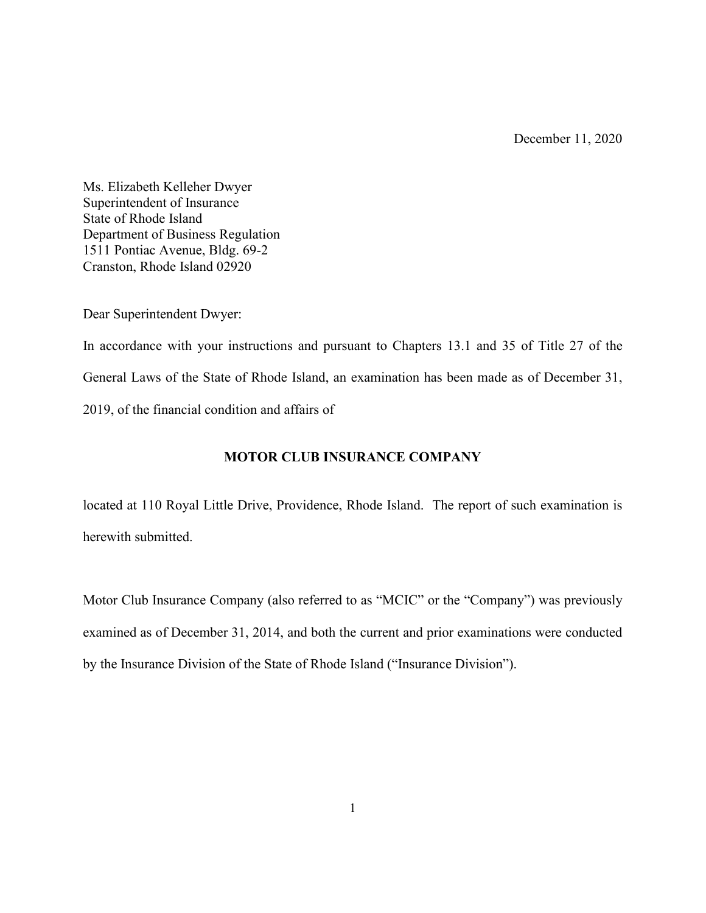December 11, 2020

Ms. Elizabeth Kelleher Dwyer
Superintendent of Insurance
State of Rhode Island
Department of Business Regulation
1511 Pontiac Avenue, Bldg. 69-2
Cranston, Rhode Island 02920

Dear Superintendent Dwyer:

In accordance with your instructions and pursuant to Chapters 13.1 and 35 of Title 27 of the General Laws of the State of Rhode Island, an examination has been made as of December 31, 2019, of the financial condition and affairs of

**MOTOR CLUB INSURANCE COMPANY**

located at 110 Royal Little Drive, Providence, Rhode Island. The report of such examination is herewith submitted.

Motor Club Insurance Company (also referred to as "MCIC" or the "Company") was previously examined as of December 31, 2014, and both the current and prior examinations were conducted by the Insurance Division of the State of Rhode Island ("Insurance Division").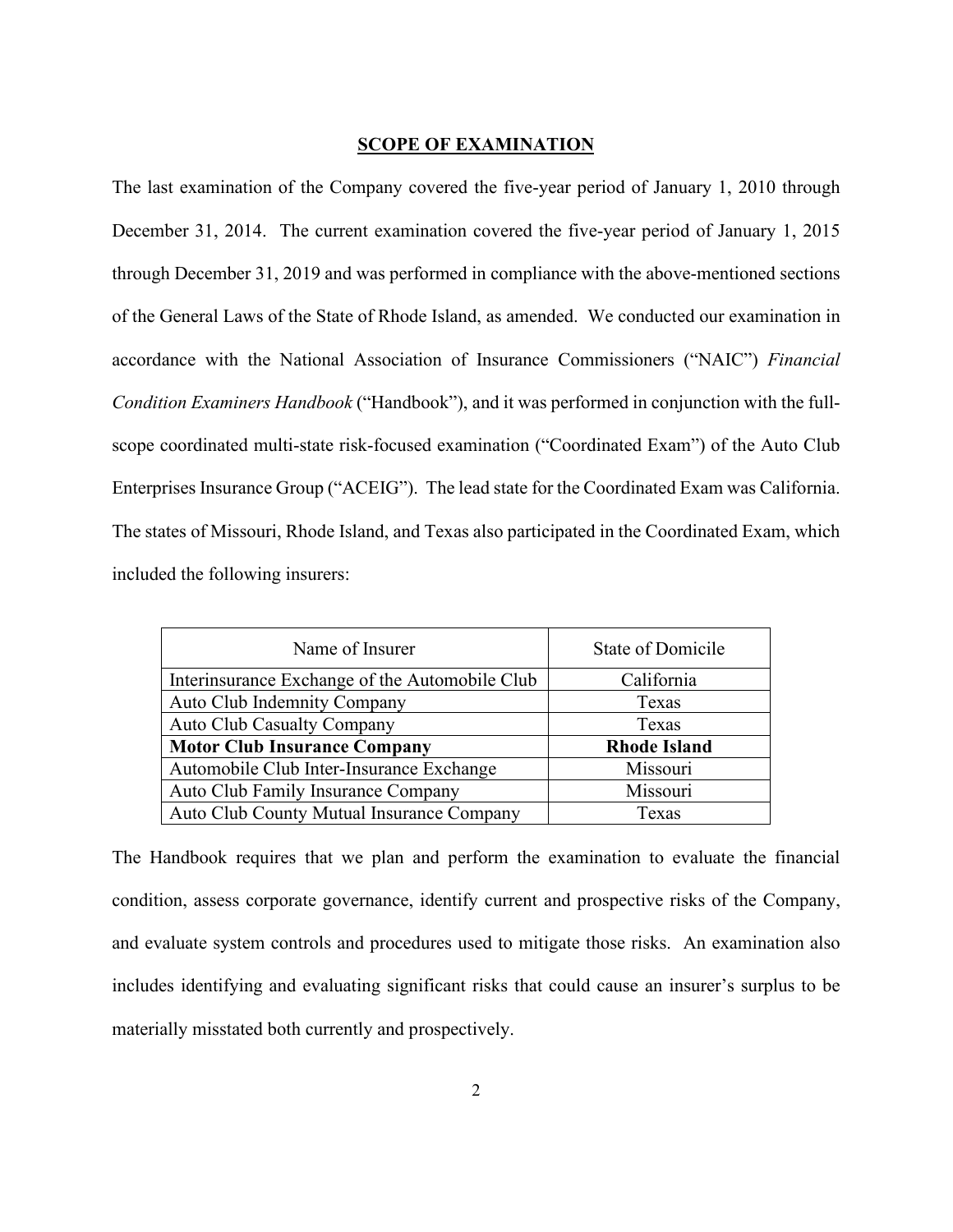## SCOPE OF EXAMINATION

The last examination of the Company covered the five-year period of January 1, 2010 through December 31, 2014. The current examination covered the five-year period of January 1, 2015 through December 31, 2019 and was performed in compliance with the above-mentioned sections of the General Laws of the State of Rhode Island, as amended. We conducted our examination in accordance with the National Association of Insurance Commissioners ("NAIC") *Financial Condition Examiners Handbook* ("Handbook"), and it was performed in conjunction with the full-scope coordinated multi-state risk-focused examination ("Coordinated Exam") of the Auto Club Enterprises Insurance Group ("ACEIG"). The lead state for the Coordinated Exam was California. The states of Missouri, Rhode Island, and Texas also participated in the Coordinated Exam, which included the following insurers:

| Name of Insurer | State of Domicile |
|---|---|
| Interinsurance Exchange of the Automobile Club | California |
| Auto Club Indemnity Company | Texas |
| Auto Club Casualty Company | Texas |
| **Motor Club Insurance Company** | **Rhode Island** |
| Automobile Club Inter-Insurance Exchange | Missouri |
| Auto Club Family Insurance Company | Missouri |
| Auto Club County Mutual Insurance Company | Texas |

The Handbook requires that we plan and perform the examination to evaluate the financial condition, assess corporate governance, identify current and prospective risks of the Company, and evaluate system controls and procedures used to mitigate those risks. An examination also includes identifying and evaluating significant risks that could cause an insurer's surplus to be materially misstated both currently and prospectively.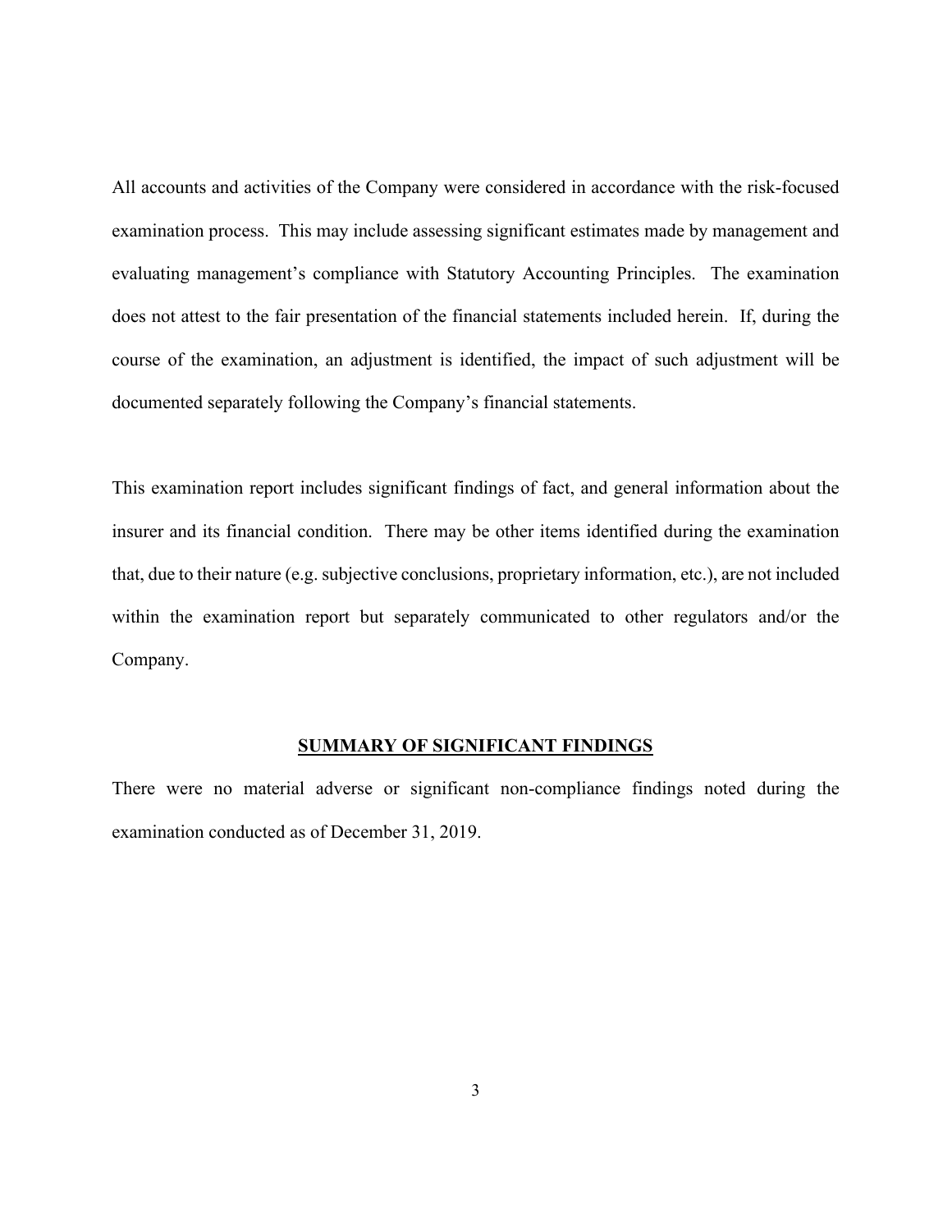All accounts and activities of the Company were considered in accordance with the risk-focused examination process. This may include assessing significant estimates made by management and evaluating management's compliance with Statutory Accounting Principles. The examination does not attest to the fair presentation of the financial statements included herein. If, during the course of the examination, an adjustment is identified, the impact of such adjustment will be documented separately following the Company's financial statements.

This examination report includes significant findings of fact, and general information about the insurer and its financial condition. There may be other items identified during the examination that, due to their nature (e.g. subjective conclusions, proprietary information, etc.), are not included within the examination report but separately communicated to other regulators and/or the Company.

## SUMMARY OF SIGNIFICANT FINDINGS

There were no material adverse or significant non-compliance findings noted during the examination conducted as of December 31, 2019.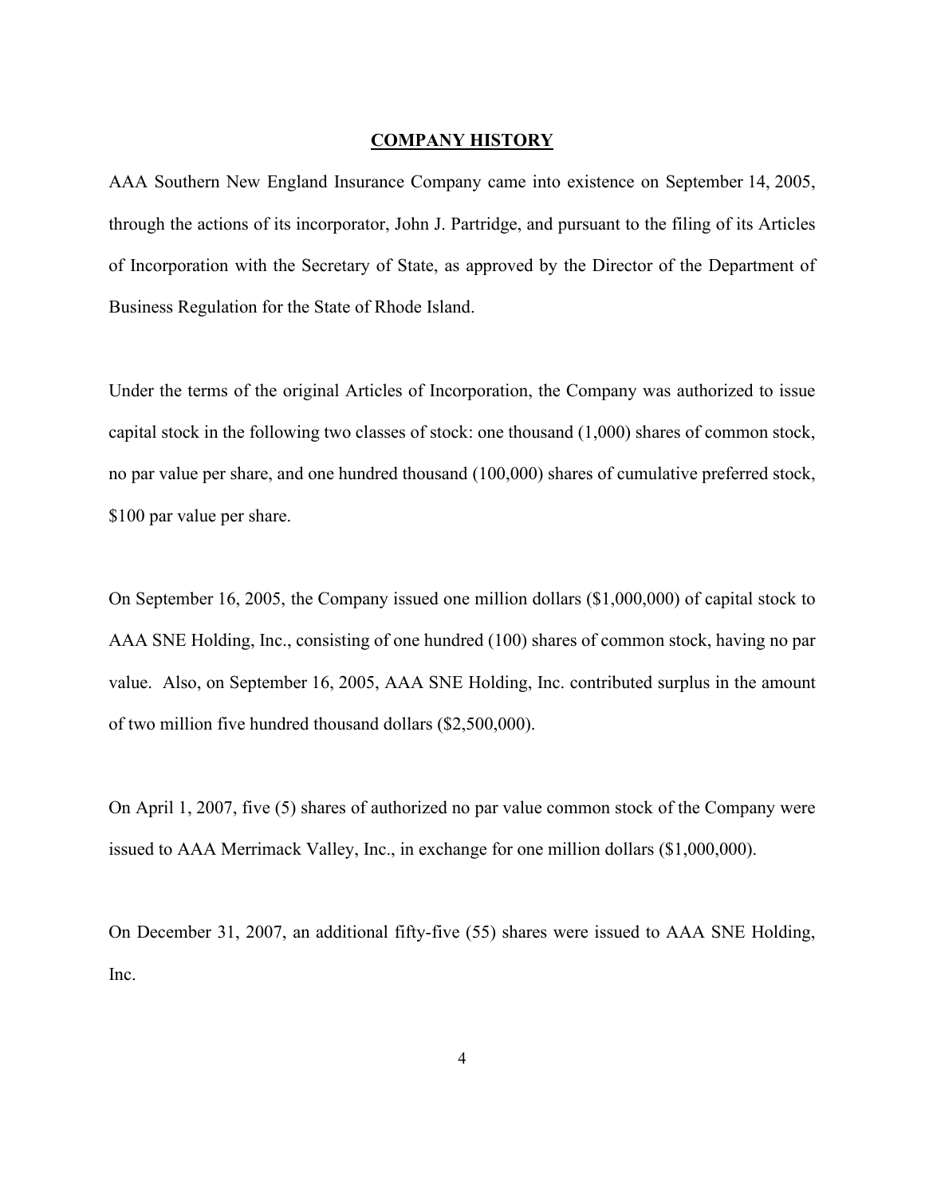## COMPANY HISTORY

AAA Southern New England Insurance Company came into existence on September 14, 2005, through the actions of its incorporator, John J. Partridge, and pursuant to the filing of its Articles of Incorporation with the Secretary of State, as approved by the Director of the Department of Business Regulation for the State of Rhode Island.

Under the terms of the original Articles of Incorporation, the Company was authorized to issue capital stock in the following two classes of stock: one thousand (1,000) shares of common stock, no par value per share, and one hundred thousand (100,000) shares of cumulative preferred stock, $100 par value per share.

On September 16, 2005, the Company issued one million dollars ($1,000,000) of capital stock to AAA SNE Holding, Inc., consisting of one hundred (100) shares of common stock, having no par value. Also, on September 16, 2005, AAA SNE Holding, Inc. contributed surplus in the amount of two million five hundred thousand dollars ($2,500,000).

On April 1, 2007, five (5) shares of authorized no par value common stock of the Company were issued to AAA Merrimack Valley, Inc., in exchange for one million dollars ($1,000,000).

On December 31, 2007, an additional fifty-five (55) shares were issued to AAA SNE Holding, Inc.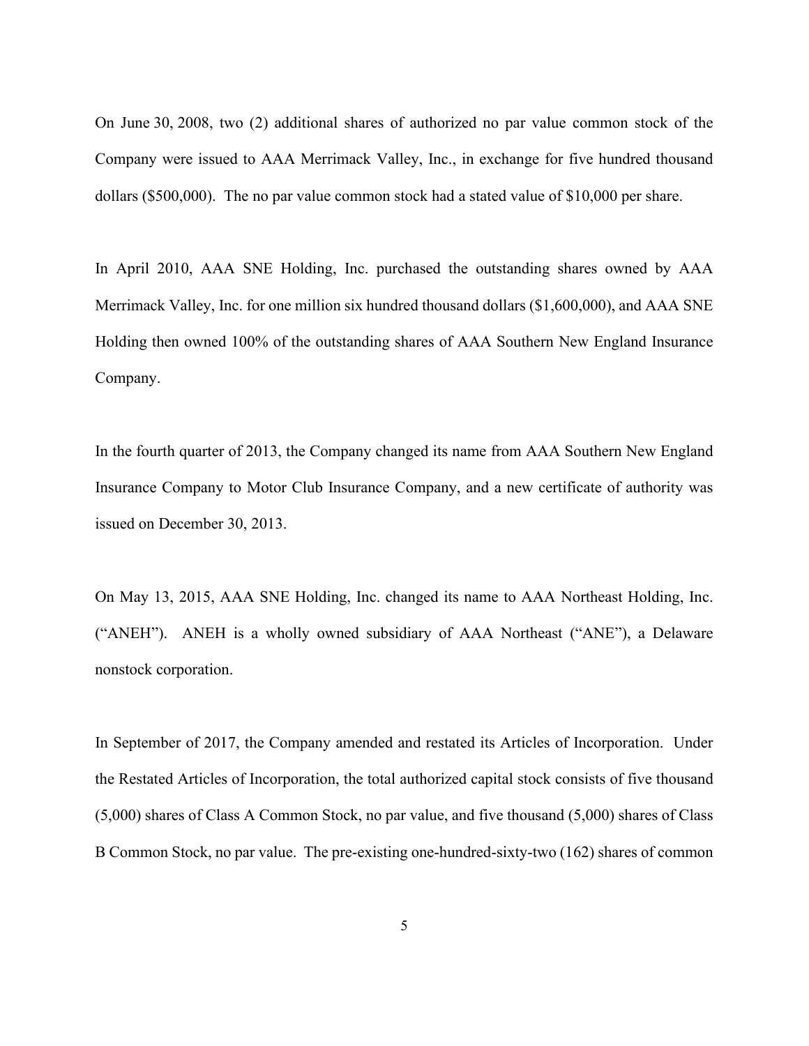On June 30, 2008, two (2) additional shares of authorized no par value common stock of the Company were issued to AAA Merrimack Valley, Inc., in exchange for five hundred thousand dollars ($500,000). The no par value common stock had a stated value of $10,000 per share.

In April 2010, AAA SNE Holding, Inc. purchased the outstanding shares owned by AAA Merrimack Valley, Inc. for one million six hundred thousand dollars ($1,600,000), and AAA SNE Holding then owned 100% of the outstanding shares of AAA Southern New England Insurance Company.

In the fourth quarter of 2013, the Company changed its name from AAA Southern New England Insurance Company to Motor Club Insurance Company, and a new certificate of authority was issued on December 30, 2013.

On May 13, 2015, AAA SNE Holding, Inc. changed its name to AAA Northeast Holding, Inc. ("ANEH"). ANEH is a wholly owned subsidiary of AAA Northeast ("ANE"), a Delaware nonstock corporation.

In September of 2017, the Company amended and restated its Articles of Incorporation. Under the Restated Articles of Incorporation, the total authorized capital stock consists of five thousand (5,000) shares of Class A Common Stock, no par value, and five thousand (5,000) shares of Class B Common Stock, no par value. The pre-existing one-hundred-sixty-two (162) shares of common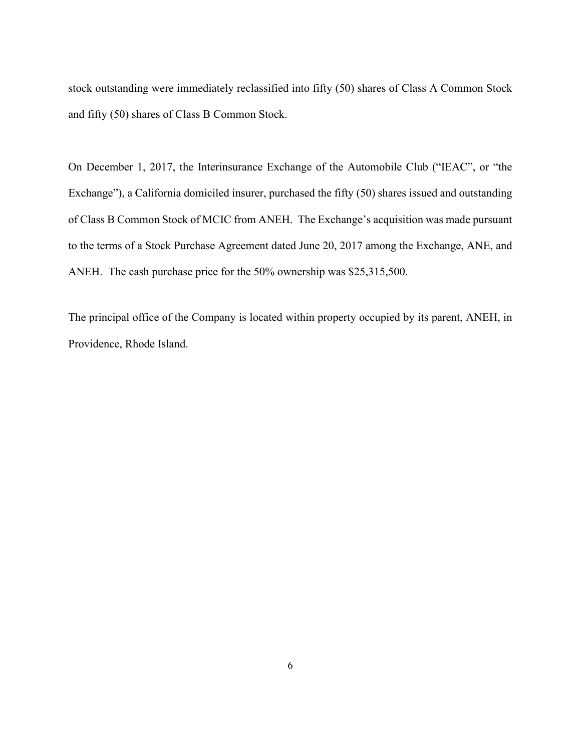stock outstanding were immediately reclassified into fifty (50) shares of Class A Common Stock and fifty (50) shares of Class B Common Stock.

On December 1, 2017, the Interinsurance Exchange of the Automobile Club ("IEAC", or "the Exchange"), a California domiciled insurer, purchased the fifty (50) shares issued and outstanding of Class B Common Stock of MCIC from ANEH. The Exchange's acquisition was made pursuant to the terms of a Stock Purchase Agreement dated June 20, 2017 among the Exchange, ANE, and ANEH. The cash purchase price for the 50% ownership was $25,315,500.

The principal office of the Company is located within property occupied by its parent, ANEH, in Providence, Rhode Island.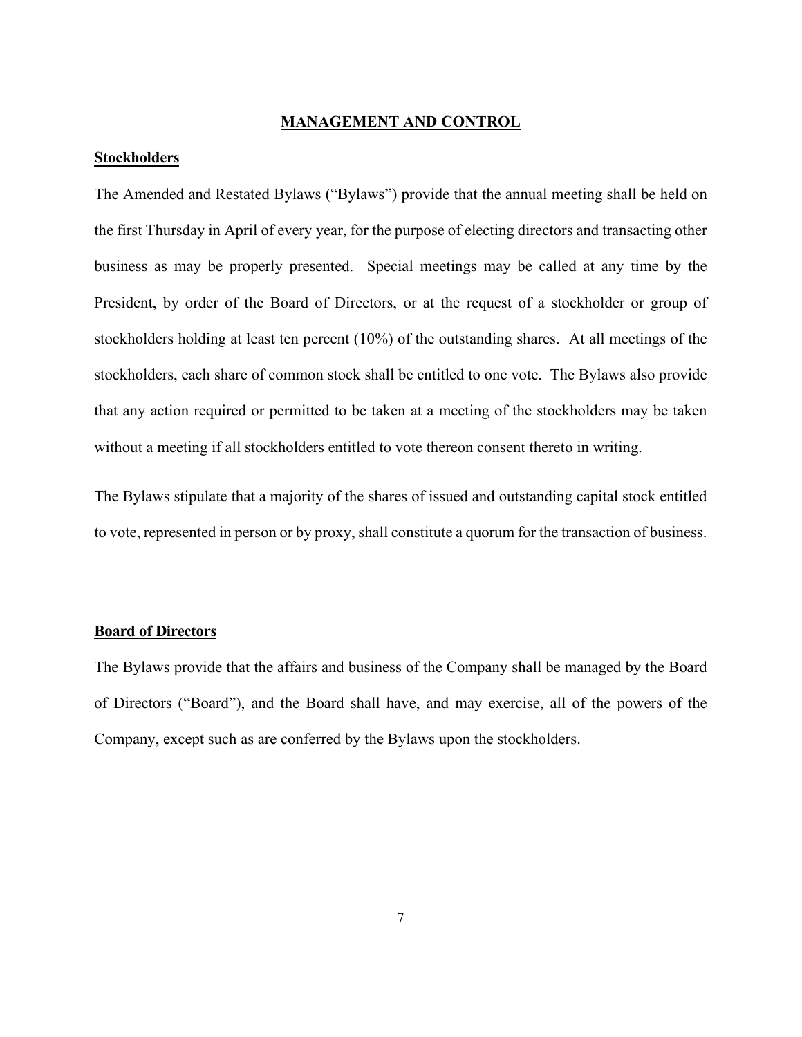## MANAGEMENT AND CONTROL

### Stockholders

The Amended and Restated Bylaws ("Bylaws") provide that the annual meeting shall be held on the first Thursday in April of every year, for the purpose of electing directors and transacting other business as may be properly presented. Special meetings may be called at any time by the President, by order of the Board of Directors, or at the request of a stockholder or group of stockholders holding at least ten percent (10%) of the outstanding shares. At all meetings of the stockholders, each share of common stock shall be entitled to one vote. The Bylaws also provide that any action required or permitted to be taken at a meeting of the stockholders may be taken without a meeting if all stockholders entitled to vote thereon consent thereto in writing.

The Bylaws stipulate that a majority of the shares of issued and outstanding capital stock entitled to vote, represented in person or by proxy, shall constitute a quorum for the transaction of business.

### Board of Directors

The Bylaws provide that the affairs and business of the Company shall be managed by the Board of Directors ("Board"), and the Board shall have, and may exercise, all of the powers of the Company, except such as are conferred by the Bylaws upon the stockholders.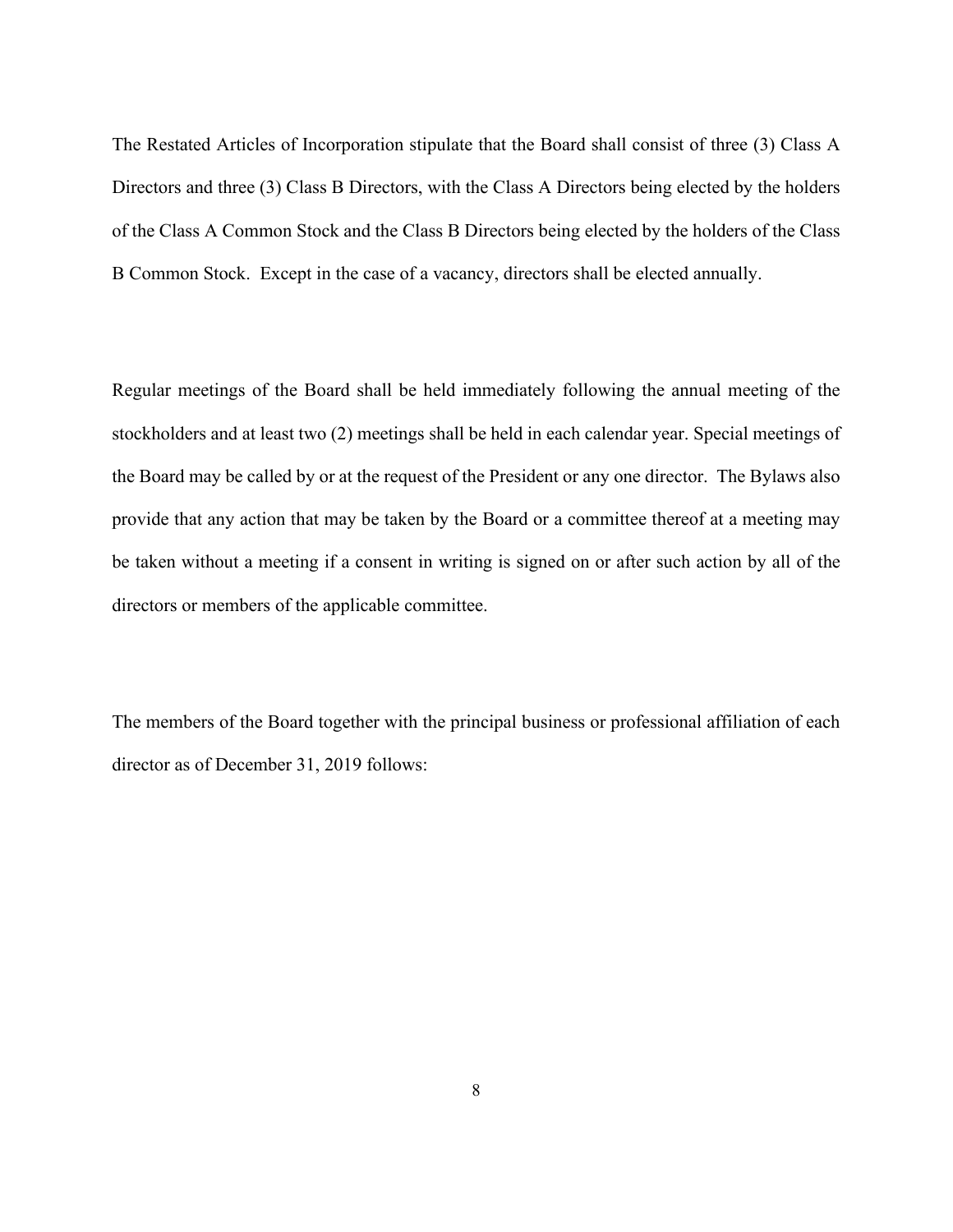The Restated Articles of Incorporation stipulate that the Board shall consist of three (3) Class A Directors and three (3) Class B Directors, with the Class A Directors being elected by the holders of the Class A Common Stock and the Class B Directors being elected by the holders of the Class B Common Stock. Except in the case of a vacancy, directors shall be elected annually.

Regular meetings of the Board shall be held immediately following the annual meeting of the stockholders and at least two (2) meetings shall be held in each calendar year. Special meetings of the Board may be called by or at the request of the President or any one director. The Bylaws also provide that any action that may be taken by the Board or a committee thereof at a meeting may be taken without a meeting if a consent in writing is signed on or after such action by all of the directors or members of the applicable committee.

The members of the Board together with the principal business or professional affiliation of each director as of December 31, 2019 follows: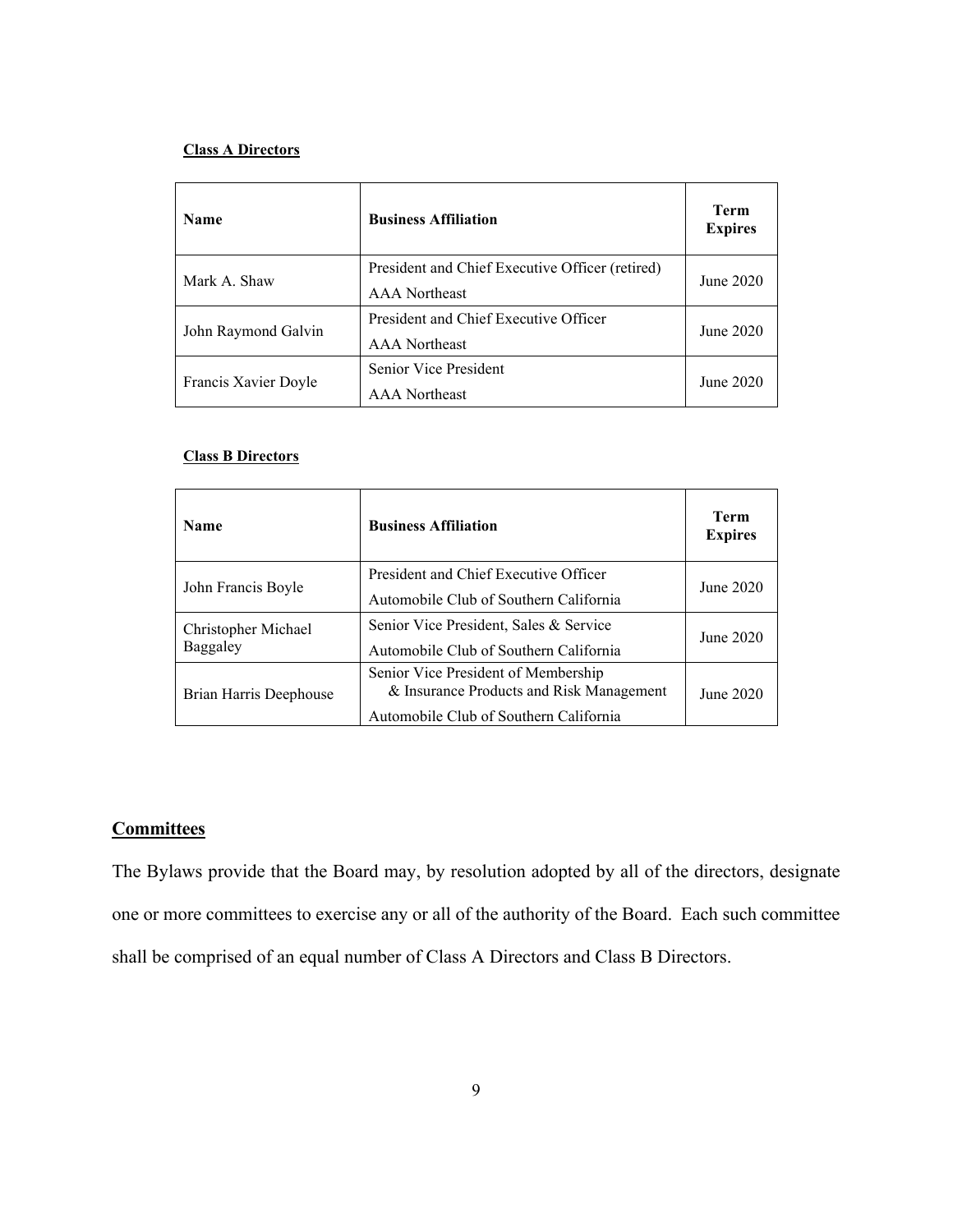**Class A Directors**

| Name | Business Affiliation | Term Expires |
| --- | --- | --- |
| Mark A. Shaw | President and Chief Executive Officer (retired) AAA Northeast | June 2020 |
| John Raymond Galvin | President and Chief Executive Officer AAA Northeast | June 2020 |
| Francis Xavier Doyle | Senior Vice President AAA Northeast | June 2020 |

**Class B Directors**

| Name | Business Affiliation | Term Expires |
| --- | --- | --- |
| John Francis Boyle | President and Chief Executive Officer Automobile Club of Southern California | June 2020 |
| Christopher Michael Baggaley | Senior Vice President, Sales & Service Automobile Club of Southern California | June 2020 |
| Brian Harris Deephouse | Senior Vice President of Membership & Insurance Products and Risk Management Automobile Club of Southern California | June 2020 |

## Committees

The Bylaws provide that the Board may, by resolution adopted by all of the directors, designate one or more committees to exercise any or all of the authority of the Board. Each such committee shall be comprised of an equal number of Class A Directors and Class B Directors.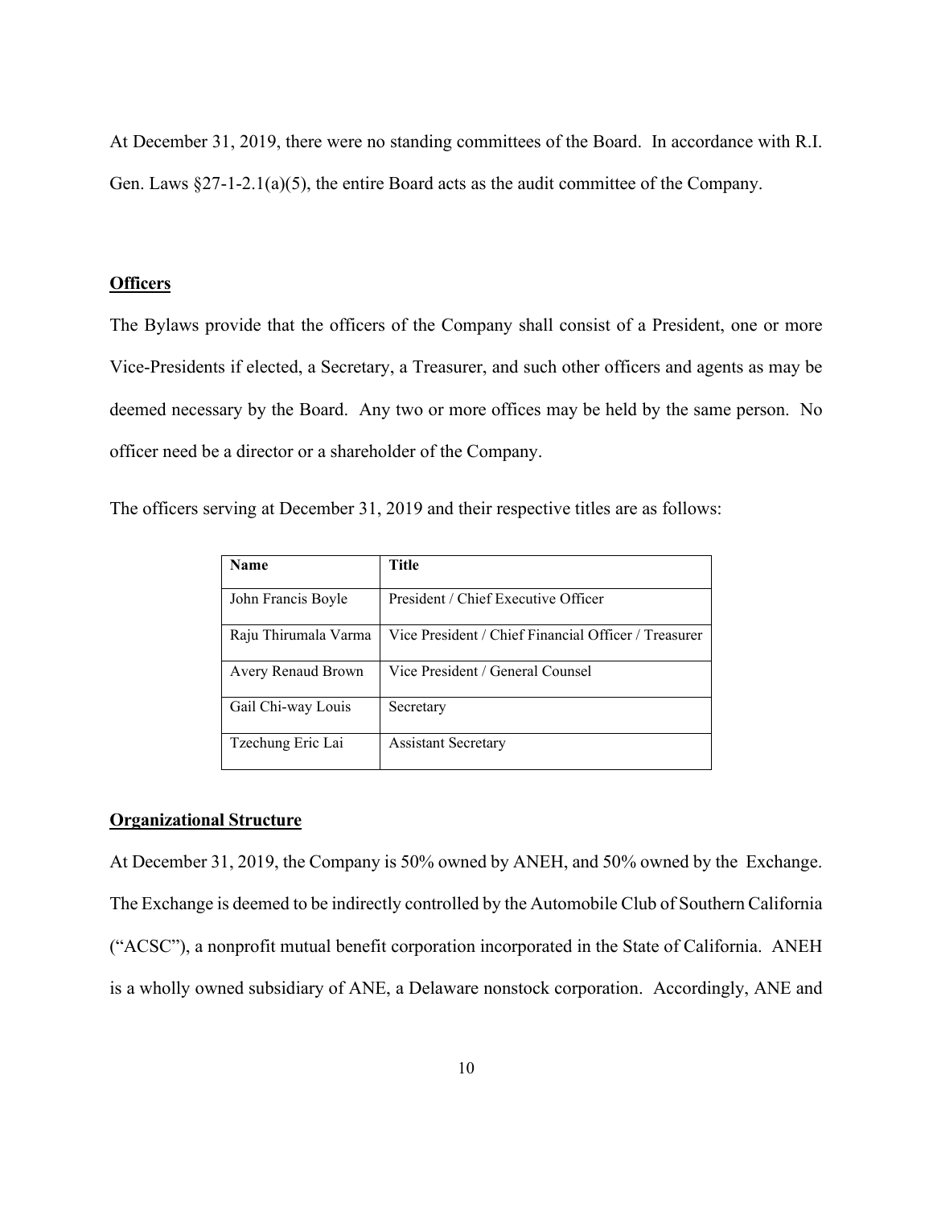At December 31, 2019, there were no standing committees of the Board. In accordance with R.I. Gen. Laws §27-1-2.1(a)(5), the entire Board acts as the audit committee of the Company.

**Officers**

The Bylaws provide that the officers of the Company shall consist of a President, one or more Vice-Presidents if elected, a Secretary, a Treasurer, and such other officers and agents as may be deemed necessary by the Board. Any two or more offices may be held by the same person. No officer need be a director or a shareholder of the Company.

The officers serving at December 31, 2019 and their respective titles are as follows:

| Name | Title |
|---|---|
| John Francis Boyle | President / Chief Executive Officer |
| Raju Thirumala Varma | Vice President / Chief Financial Officer / Treasurer |
| Avery Renaud Brown | Vice President / General Counsel |
| Gail Chi-way Louis | Secretary |
| Tzechung Eric Lai | Assistant Secretary |

**Organizational Structure**

At December 31, 2019, the Company is 50% owned by ANEH, and 50% owned by the Exchange. The Exchange is deemed to be indirectly controlled by the Automobile Club of Southern California ("ACSC"), a nonprofit mutual benefit corporation incorporated in the State of California. ANEH is a wholly owned subsidiary of ANE, a Delaware nonstock corporation. Accordingly, ANE and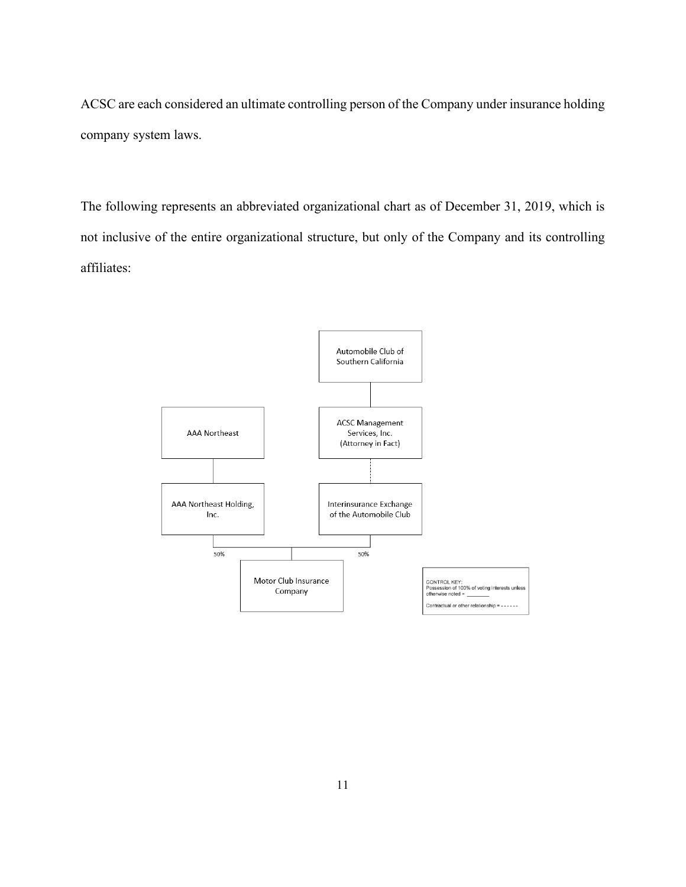ACSC are each considered an ultimate controlling person of the Company under insurance holding company system laws.

The following represents an abbreviated organizational chart as of December 31, 2019, which is not inclusive of the entire organizational structure, but only of the Company and its controlling affiliates:

Automobile Club of Southern California

ACSC Management Services, Inc. (Attorney in Fact)

AAA Northeast

AAA Northeast Holding, Inc.

Interinsurance Exchange of the Automobile Club

50%

50%

Motor Club Insurance Company

CONTROL KEY:
Possession of 100% of voting interests unless otherwise noted = ________

Contractual or other relationship = - - - - - -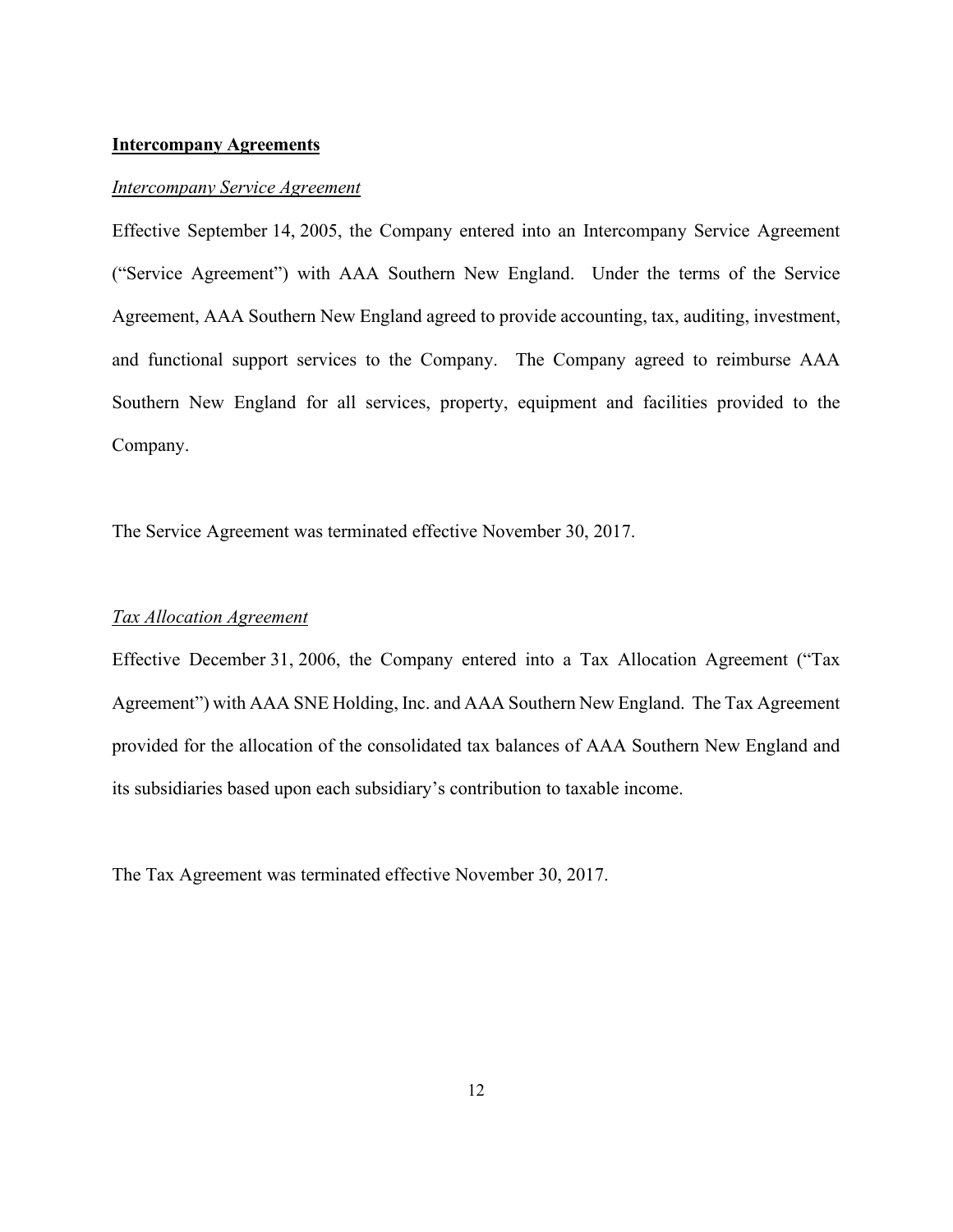**Intercompany Agreements**

*Intercompany Service Agreement*

Effective September 14, 2005, the Company entered into an Intercompany Service Agreement ("Service Agreement") with AAA Southern New England. Under the terms of the Service Agreement, AAA Southern New England agreed to provide accounting, tax, auditing, investment, and functional support services to the Company. The Company agreed to reimburse AAA Southern New England for all services, property, equipment and facilities provided to the Company.

The Service Agreement was terminated effective November 30, 2017.

*Tax Allocation Agreement*

Effective December 31, 2006, the Company entered into a Tax Allocation Agreement ("Tax Agreement") with AAA SNE Holding, Inc. and AAA Southern New England. The Tax Agreement provided for the allocation of the consolidated tax balances of AAA Southern New England and its subsidiaries based upon each subsidiary's contribution to taxable income.

The Tax Agreement was terminated effective November 30, 2017.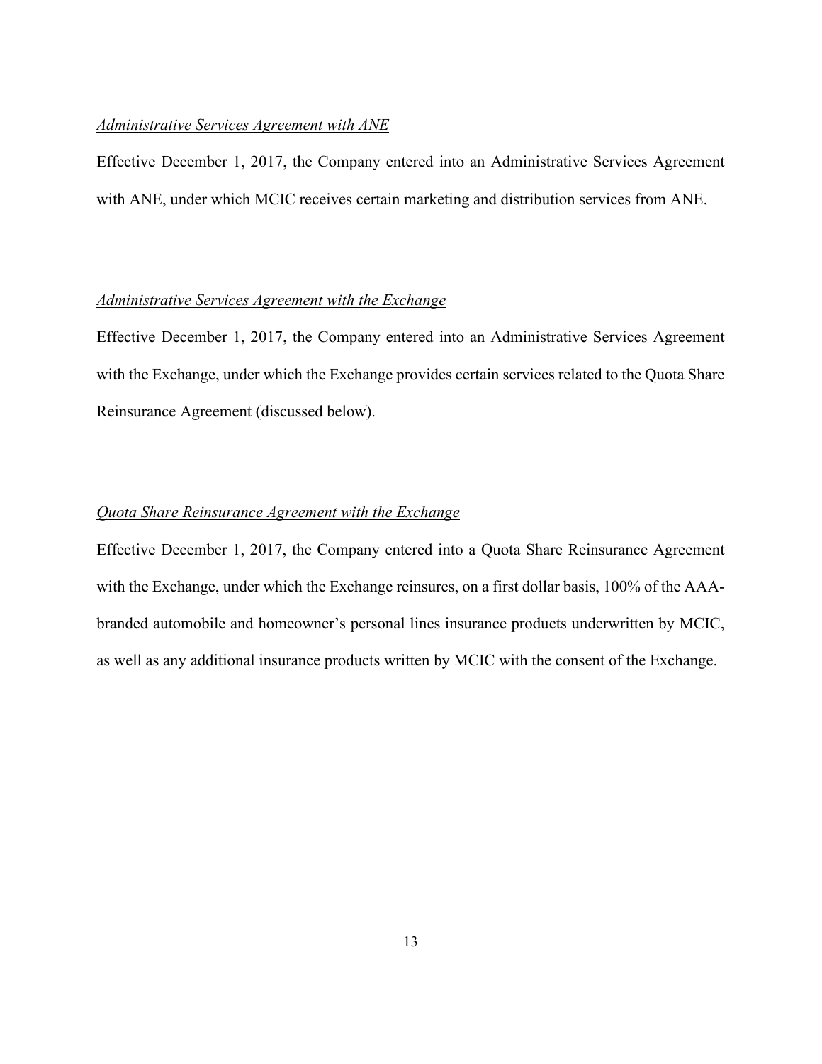*Administrative Services Agreement with ANE*

Effective December 1, 2017, the Company entered into an Administrative Services Agreement with ANE, under which MCIC receives certain marketing and distribution services from ANE.

*Administrative Services Agreement with the Exchange*

Effective December 1, 2017, the Company entered into an Administrative Services Agreement with the Exchange, under which the Exchange provides certain services related to the Quota Share Reinsurance Agreement (discussed below).

*Quota Share Reinsurance Agreement with the Exchange*

Effective December 1, 2017, the Company entered into a Quota Share Reinsurance Agreement with the Exchange, under which the Exchange reinsures, on a first dollar basis, 100% of the AAA-branded automobile and homeowner's personal lines insurance products underwritten by MCIC, as well as any additional insurance products written by MCIC with the consent of the Exchange.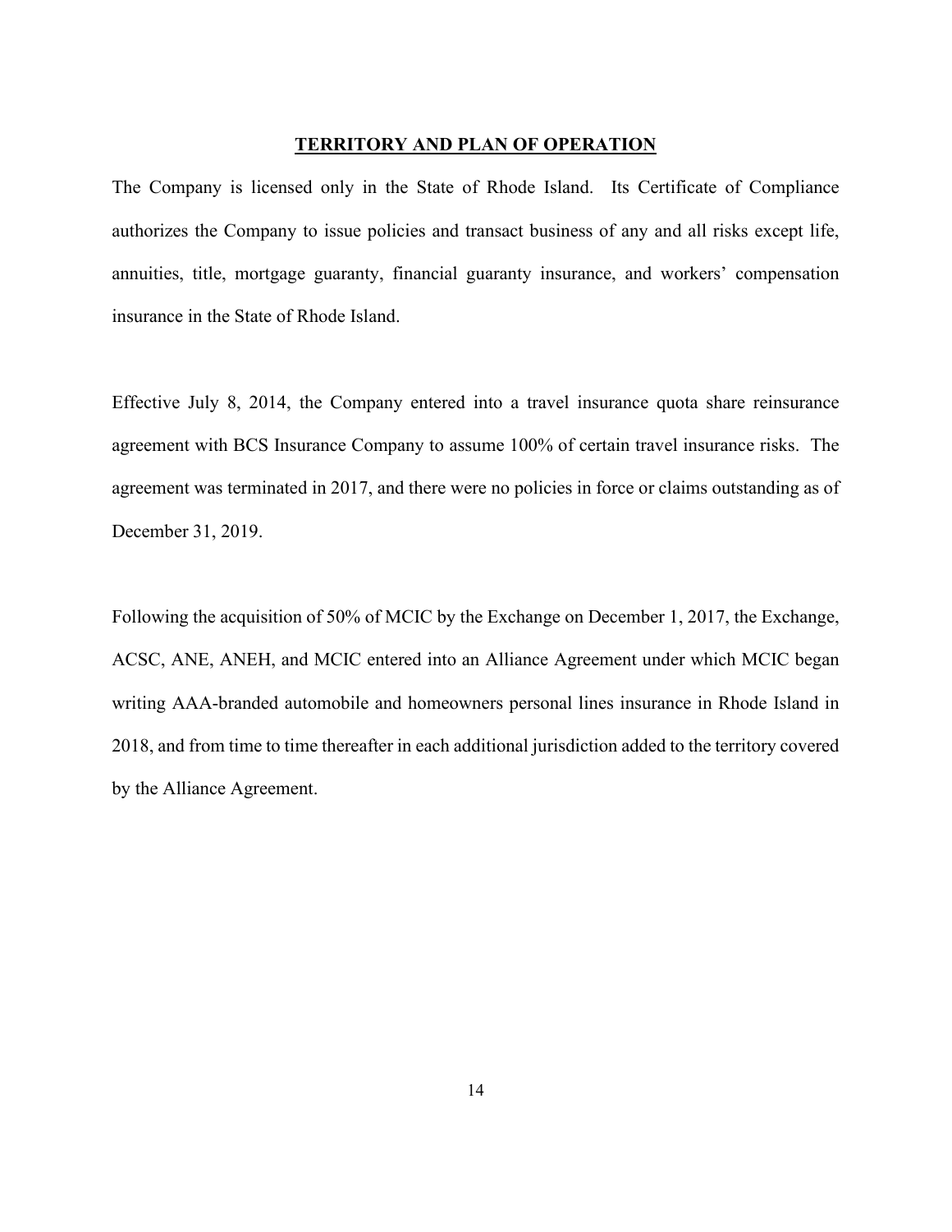## TERRITORY AND PLAN OF OPERATION

The Company is licensed only in the State of Rhode Island. Its Certificate of Compliance authorizes the Company to issue policies and transact business of any and all risks except life, annuities, title, mortgage guaranty, financial guaranty insurance, and workers' compensation insurance in the State of Rhode Island.

Effective July 8, 2014, the Company entered into a travel insurance quota share reinsurance agreement with BCS Insurance Company to assume 100% of certain travel insurance risks. The agreement was terminated in 2017, and there were no policies in force or claims outstanding as of December 31, 2019.

Following the acquisition of 50% of MCIC by the Exchange on December 1, 2017, the Exchange, ACSC, ANE, ANEH, and MCIC entered into an Alliance Agreement under which MCIC began writing AAA-branded automobile and homeowners personal lines insurance in Rhode Island in 2018, and from time to time thereafter in each additional jurisdiction added to the territory covered by the Alliance Agreement.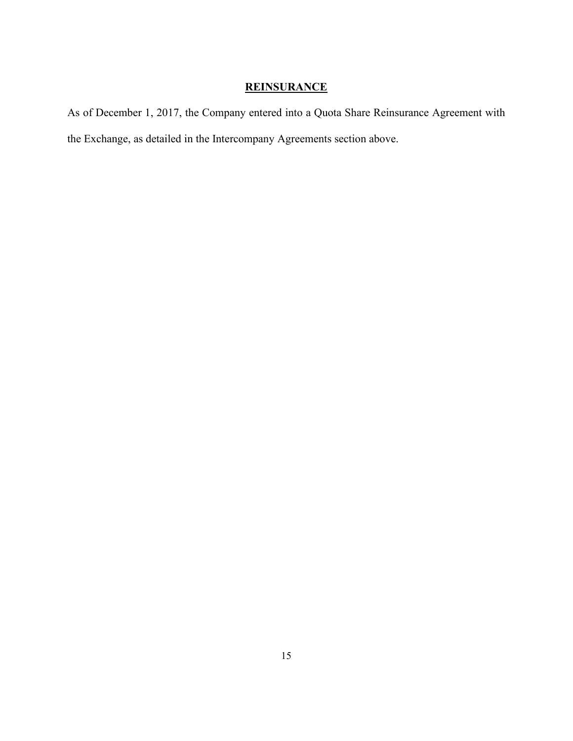## REINSURANCE

As of December 1, 2017, the Company entered into a Quota Share Reinsurance Agreement with the Exchange, as detailed in the Intercompany Agreements section above.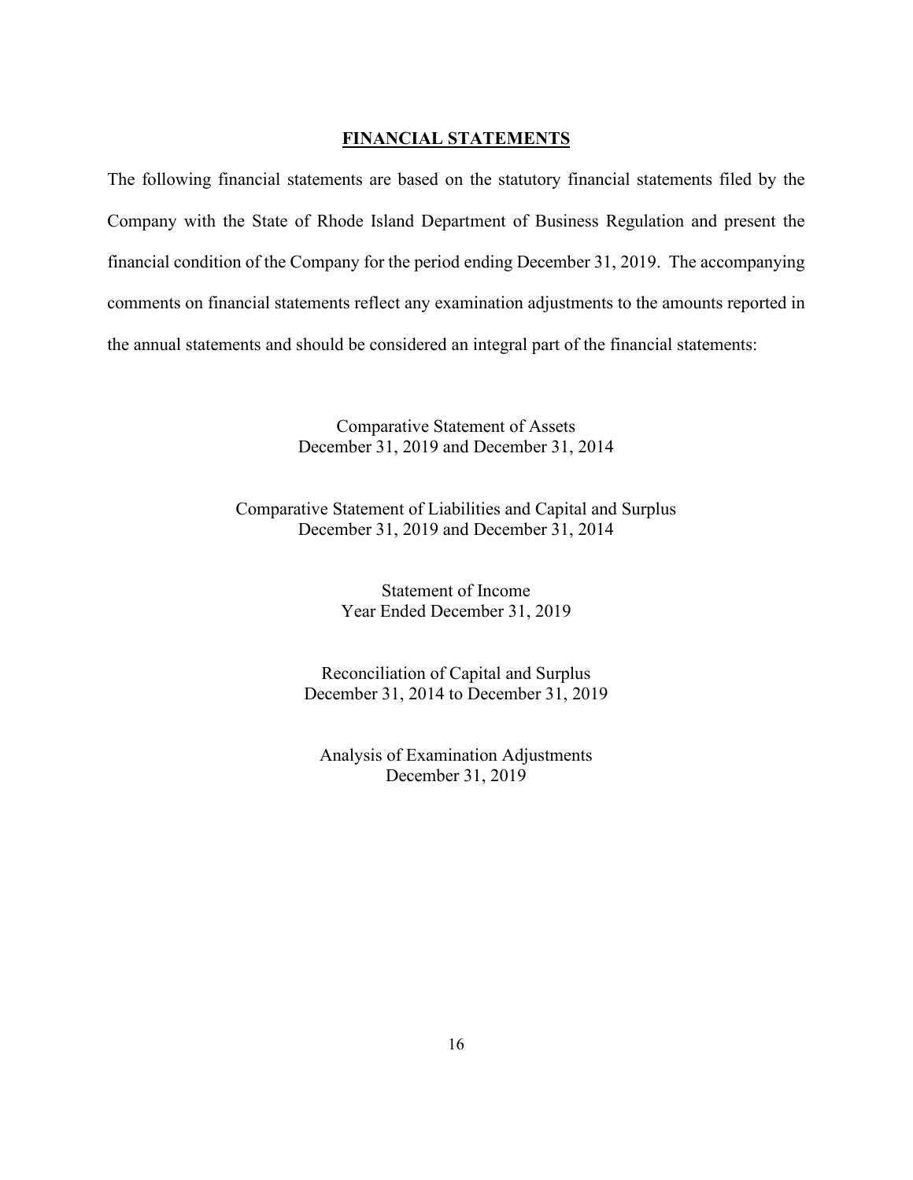## FINANCIAL STATEMENTS

The following financial statements are based on the statutory financial statements filed by the Company with the State of Rhode Island Department of Business Regulation and present the financial condition of the Company for the period ending December 31, 2019. The accompanying comments on financial statements reflect any examination adjustments to the amounts reported in the annual statements and should be considered an integral part of the financial statements:

Comparative Statement of Assets
December 31, 2019 and December 31, 2014

Comparative Statement of Liabilities and Capital and Surplus
December 31, 2019 and December 31, 2014

Statement of Income
Year Ended December 31, 2019

Reconciliation of Capital and Surplus
December 31, 2014 to December 31, 2019

Analysis of Examination Adjustments
December 31, 2019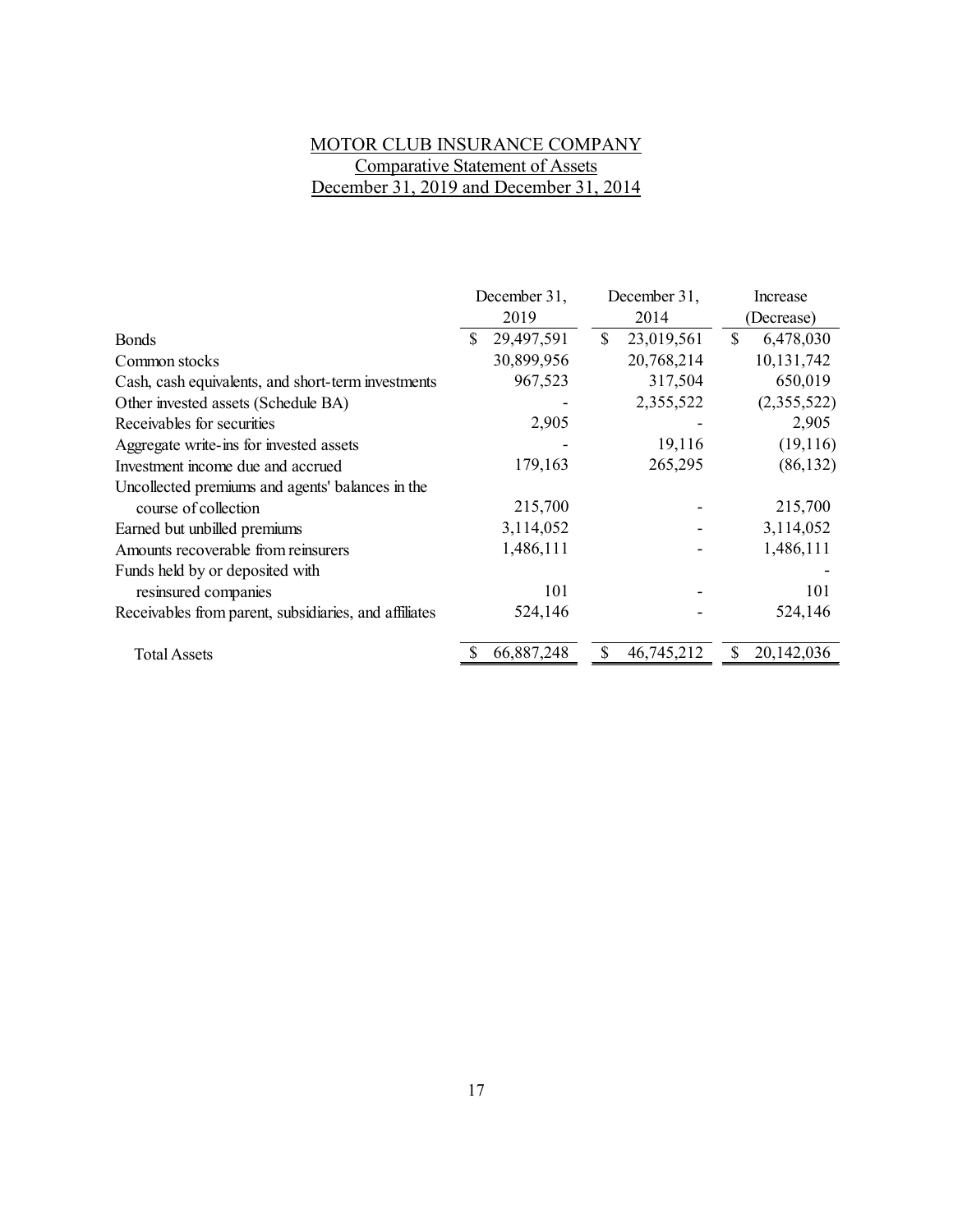MOTOR CLUB INSURANCE COMPANY
Comparative Statement of Assets
December 31, 2019 and December 31, 2014

| | December 31, 2019 | December 31, 2014 | Increase (Decrease) |
|---|---|---|---|
| Bonds | $ 29,497,591 | $ 23,019,561 | $ 6,478,030 |
| Common stocks | 30,899,956 | 20,768,214 | 10,131,742 |
| Cash, cash equivalents, and short-term investments | 967,523 | 317,504 | 650,019 |
| Other invested assets (Schedule BA) | - | 2,355,522 | (2,355,522) |
| Receivables for securities | 2,905 | - | 2,905 |
| Aggregate write-ins for invested assets | - | 19,116 | (19,116) |
| Investment income due and accrued | 179,163 | 265,295 | (86,132) |
| Uncollected premiums and agents' balances in the course of collection | 215,700 | - | 215,700 |
| Earned but unbilled premiums | 3,114,052 | - | 3,114,052 |
| Amounts recoverable from reinsurers | 1,486,111 | - | 1,486,111 |
| Funds held by or deposited with resinsured companies | 101 | - | 101 |
| Receivables from parent, subsidiaries, and affiliates | 524,146 | - | 524,146 |
| Total Assets | $ 66,887,248 | $ 46,745,212 | $ 20,142,036 |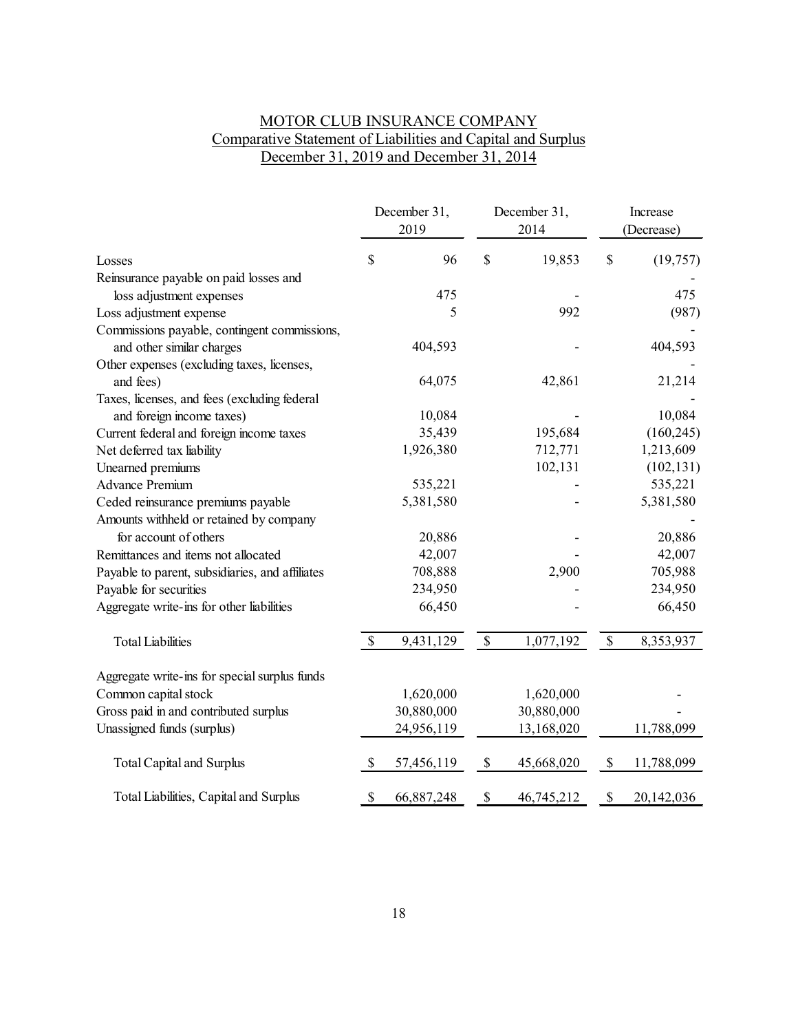# MOTOR CLUB INSURANCE COMPANY
## Comparative Statement of Liabilities and Capital and Surplus
## December 31, 2019 and December 31, 2014

| | December 31, 2019 | December 31, 2014 | Increase (Decrease) |
|---|---|---|---|
| Losses | $ 96 | $ 19,853 | $ (19,757) |
| Reinsurance payable on paid losses and loss adjustment expenses | 475 | - | 475 |
| Loss adjustment expense | 5 | 992 | (987) |
| Commissions payable, contingent commissions, and other similar charges | 404,593 | - | 404,593 |
| Other expenses (excluding taxes, licenses, and fees) | 64,075 | 42,861 | 21,214 |
| Taxes, licenses, and fees (excluding federal and foreign income taxes) | 10,084 | - | 10,084 |
| Current federal and foreign income taxes | 35,439 | 195,684 | (160,245) |
| Net deferred tax liability | 1,926,380 | 712,771 | 1,213,609 |
| Unearned premiums | | 102,131 | (102,131) |
| Advance Premium | 535,221 | - | 535,221 |
| Ceded reinsurance premiums payable | 5,381,580 | - | 5,381,580 |
| Amounts withheld or retained by company for account of others | 20,886 | - | 20,886 |
| Remittances and items not allocated | 42,007 | - | 42,007 |
| Payable to parent, subsidiaries, and affiliates | 708,888 | 2,900 | 705,988 |
| Payable for securities | 234,950 | - | 234,950 |
| Aggregate write-ins for other liabilities | 66,450 | - | 66,450 |
| Total Liabilities | $ 9,431,129 | $ 1,077,192 | $ 8,353,937 |
| Aggregate write-ins for special surplus funds | | | |
| Common capital stock | 1,620,000 | 1,620,000 | - |
| Gross paid in and contributed surplus | 30,880,000 | 30,880,000 | - |
| Unassigned funds (surplus) | 24,956,119 | 13,168,020 | 11,788,099 |
| Total Capital and Surplus | $ 57,456,119 | $ 45,668,020 | $ 11,788,099 |
| Total Liabilities, Capital and Surplus | $ 66,887,248 | $ 46,745,212 | $ 20,142,036 |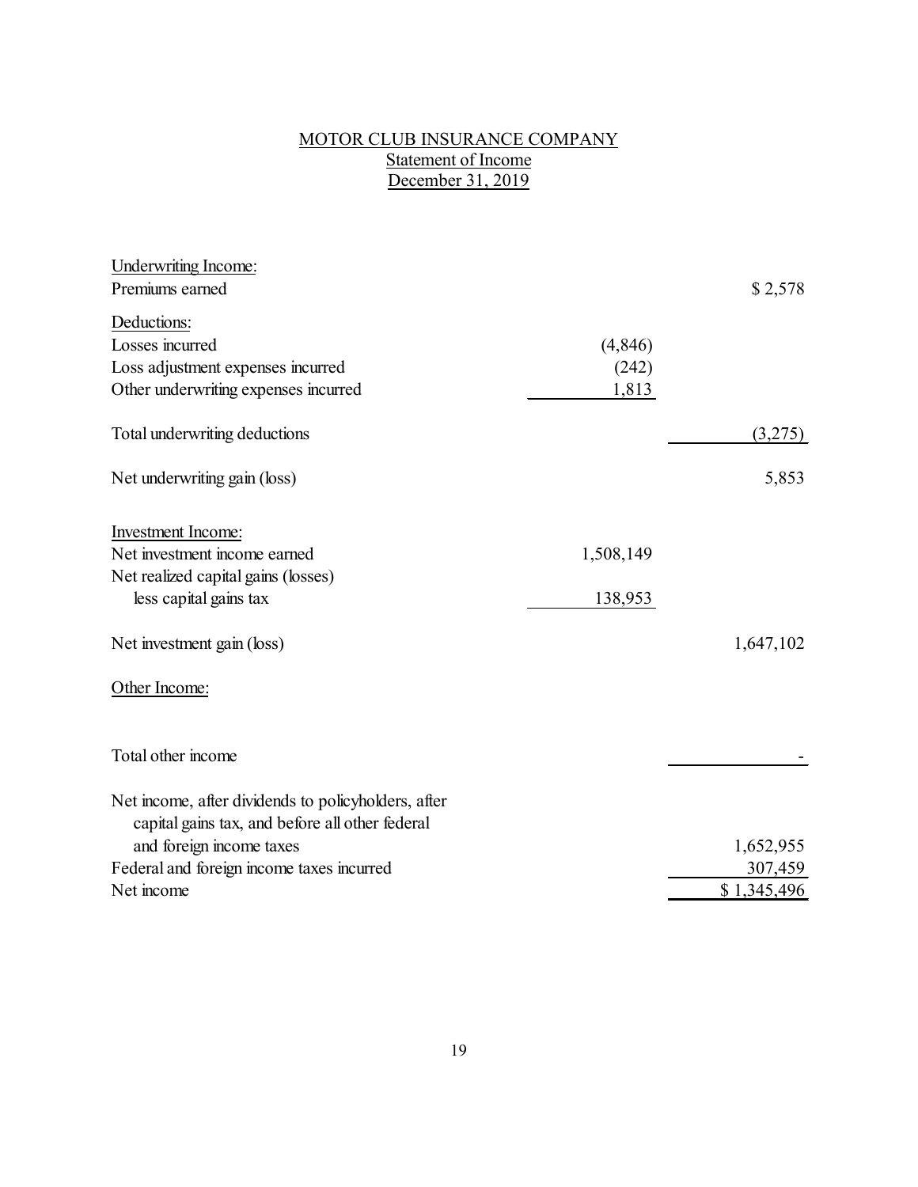MOTOR CLUB INSURANCE COMPANY

Statement of Income

December 31, 2019

| | | |
|---|---|---|
| Underwriting Income: | | |
| Premiums earned | | $ 2,578 |
| Deductions: | | |
| Losses incurred | (4,846) | |
| Loss adjustment expenses incurred | (242) | |
| Other underwriting expenses incurred | 1,813 | |
| Total underwriting deductions | | (3,275) |
| Net underwriting gain (loss) | | 5,853 |
| Investment Income: | | |
| Net investment income earned | 1,508,149 | |
| Net realized capital gains (losses) less capital gains tax | 138,953 | |
| Net investment gain (loss) | | 1,647,102 |
| Other Income: | | |
| Total other income | | - |
| Net income, after dividends to policyholders, after capital gains tax, and before all other federal and foreign income taxes | | 1,652,955 |
| Federal and foreign income taxes incurred | | 307,459 |
| Net income | | $ 1,345,496 |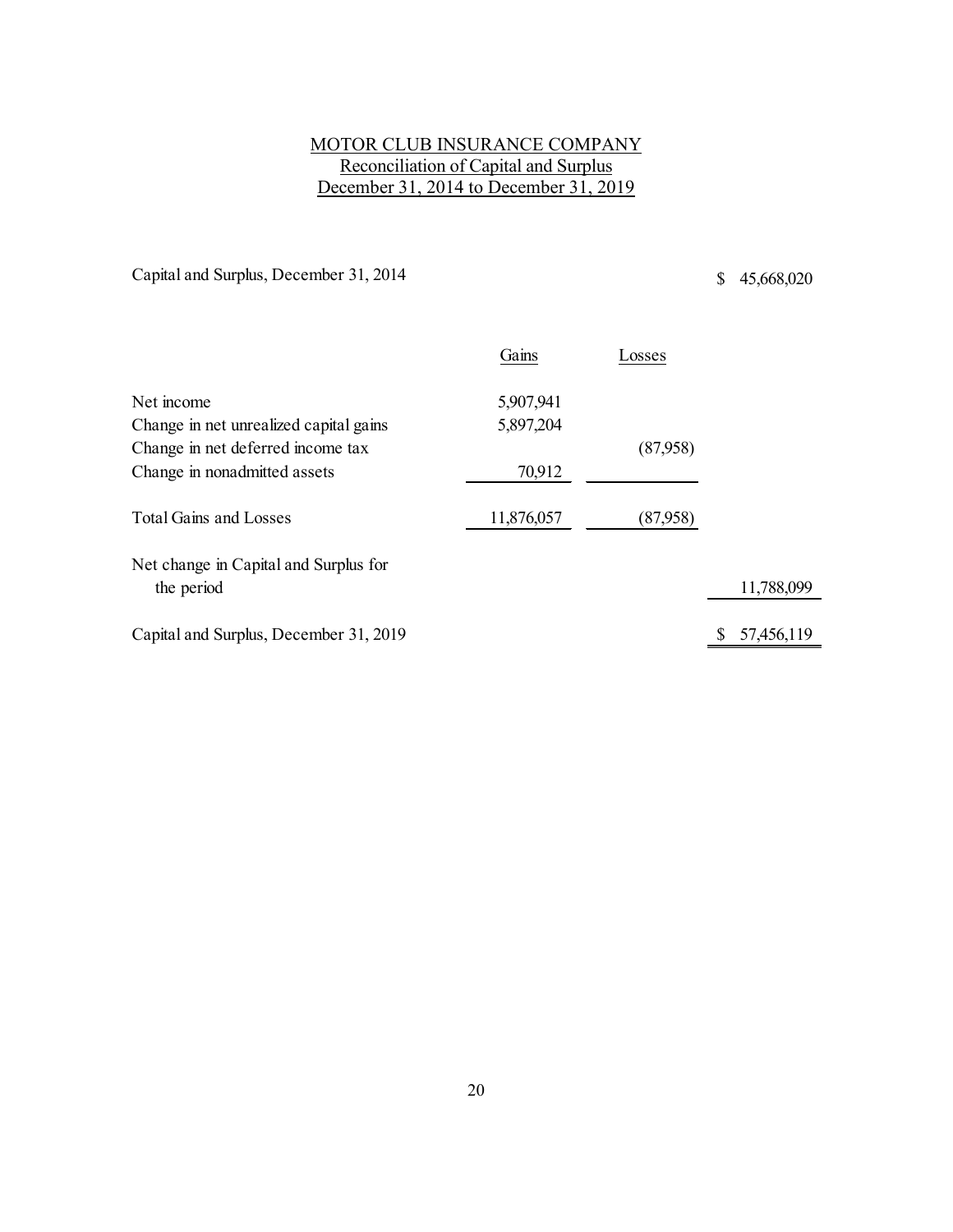# MOTOR CLUB INSURANCE COMPANY

## Reconciliation of Capital and Surplus

## December 31, 2014 to December 31, 2019

| | Gains | Losses | |
|---|---|---|---|
| Capital and Surplus, December 31, 2014 | | | $ 45,668,020 |
| Net income | 5,907,941 | | |
| Change in net unrealized capital gains | 5,897,204 | | |
| Change in net deferred income tax | | (87,958) | |
| Change in nonadmitted assets | 70,912 | | |
| Total Gains and Losses | 11,876,057 | (87,958) | |
| Net change in Capital and Surplus for the period | | | 11,788,099 |
| Capital and Surplus, December 31, 2019 | | | $ 57,456,119 |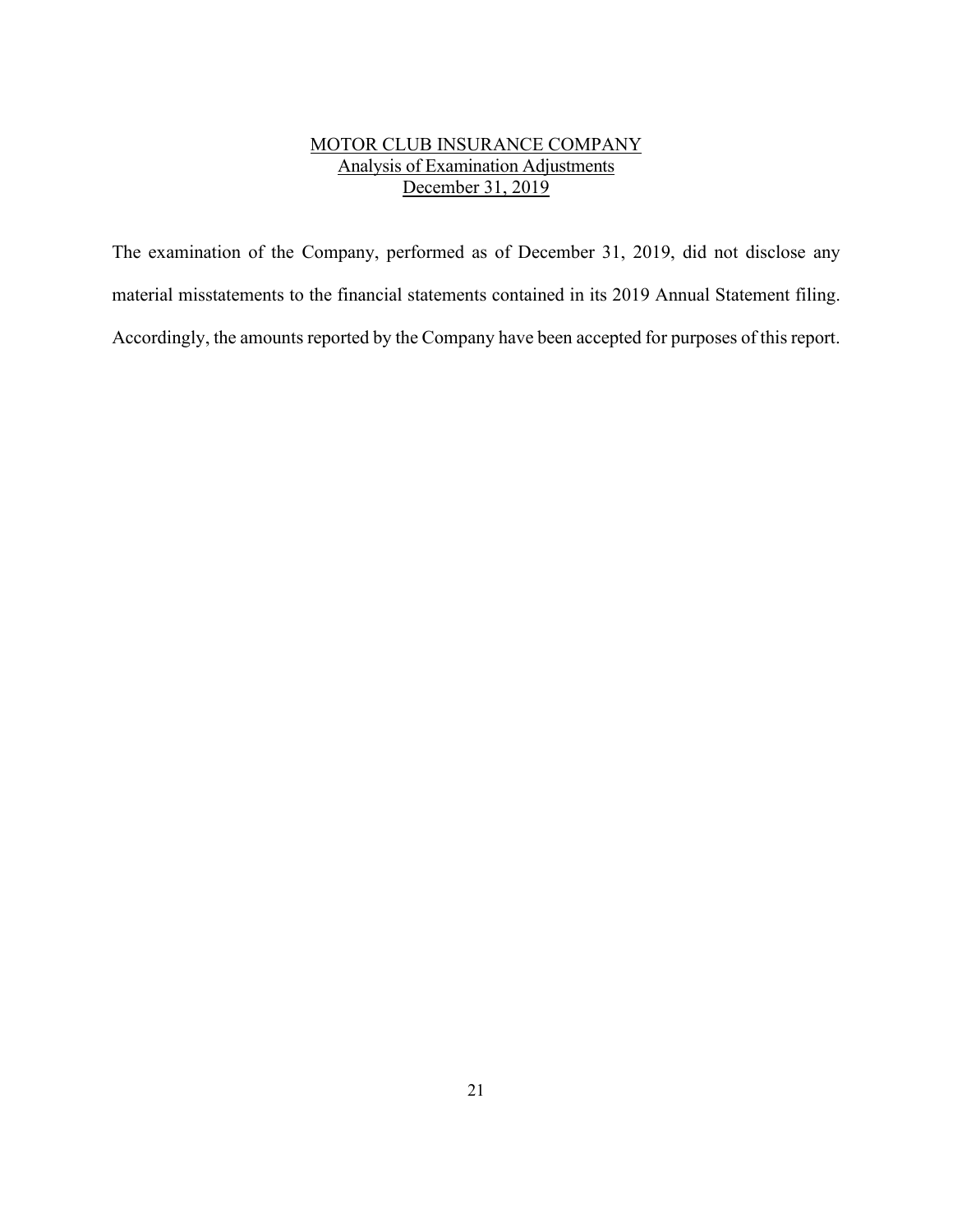## MOTOR CLUB INSURANCE COMPANY
## Analysis of Examination Adjustments
## December 31, 2019

The examination of the Company, performed as of December 31, 2019, did not disclose any material misstatements to the financial statements contained in its 2019 Annual Statement filing. Accordingly, the amounts reported by the Company have been accepted for purposes of this report.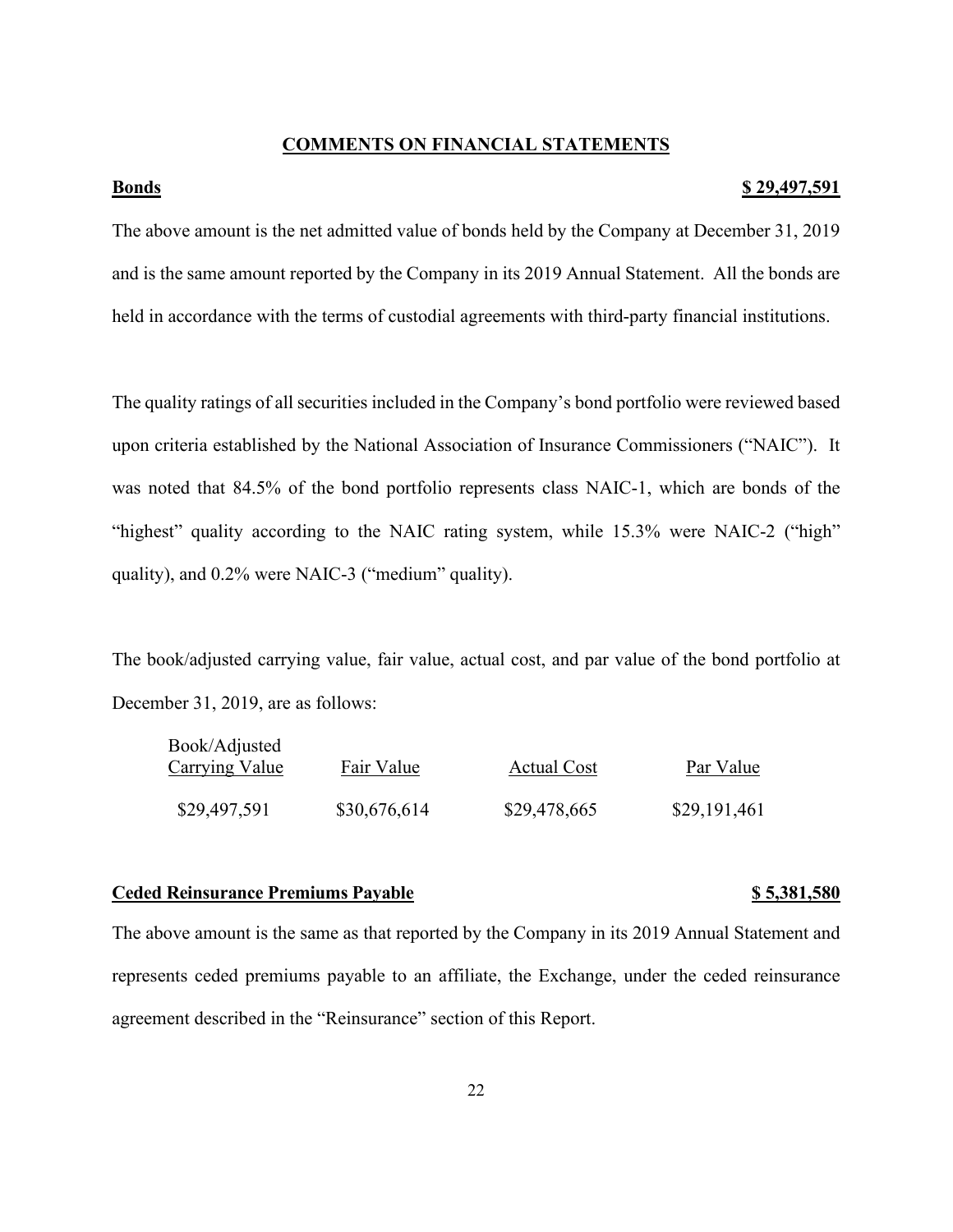## COMMENTS ON FINANCIAL STATEMENTS

**Bonds** **$ 29,497,591**

The above amount is the net admitted value of bonds held by the Company at December 31, 2019 and is the same amount reported by the Company in its 2019 Annual Statement. All the bonds are held in accordance with the terms of custodial agreements with third-party financial institutions.

The quality ratings of all securities included in the Company's bond portfolio were reviewed based upon criteria established by the National Association of Insurance Commissioners ("NAIC"). It was noted that 84.5% of the bond portfolio represents class NAIC-1, which are bonds of the "highest" quality according to the NAIC rating system, while 15.3% were NAIC-2 ("high" quality), and 0.2% were NAIC-3 ("medium" quality).

The book/adjusted carrying value, fair value, actual cost, and par value of the bond portfolio at December 31, 2019, are as follows:

| Book/Adjusted Carrying Value | Fair Value | Actual Cost | Par Value |
|---|---|---|---|
| $29,497,591 | $30,676,614 | $29,478,665 | $29,191,461 |

**Ceded Reinsurance Premiums Payable** **$ 5,381,580**

The above amount is the same as that reported by the Company in its 2019 Annual Statement and represents ceded premiums payable to an affiliate, the Exchange, under the ceded reinsurance agreement described in the "Reinsurance" section of this Report.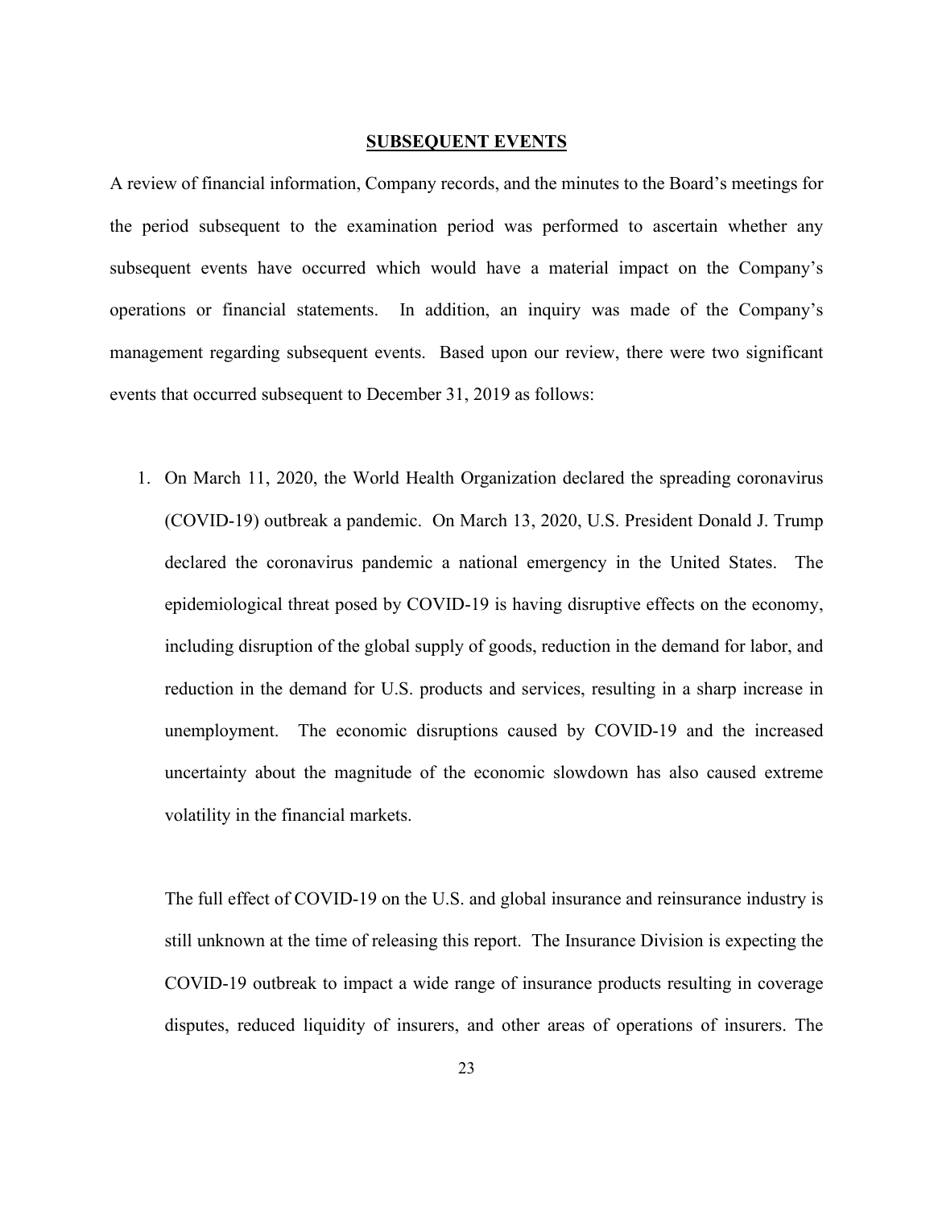## SUBSEQUENT EVENTS

A review of financial information, Company records, and the minutes to the Board's meetings for the period subsequent to the examination period was performed to ascertain whether any subsequent events have occurred which would have a material impact on the Company's operations or financial statements. In addition, an inquiry was made of the Company's management regarding subsequent events. Based upon our review, there were two significant events that occurred subsequent to December 31, 2019 as follows:

1. On March 11, 2020, the World Health Organization declared the spreading coronavirus (COVID-19) outbreak a pandemic. On March 13, 2020, U.S. President Donald J. Trump declared the coronavirus pandemic a national emergency in the United States. The epidemiological threat posed by COVID-19 is having disruptive effects on the economy, including disruption of the global supply of goods, reduction in the demand for labor, and reduction in the demand for U.S. products and services, resulting in a sharp increase in unemployment. The economic disruptions caused by COVID-19 and the increased uncertainty about the magnitude of the economic slowdown has also caused extreme volatility in the financial markets.

   The full effect of COVID-19 on the U.S. and global insurance and reinsurance industry is still unknown at the time of releasing this report. The Insurance Division is expecting the COVID-19 outbreak to impact a wide range of insurance products resulting in coverage disputes, reduced liquidity of insurers, and other areas of operations of insurers. The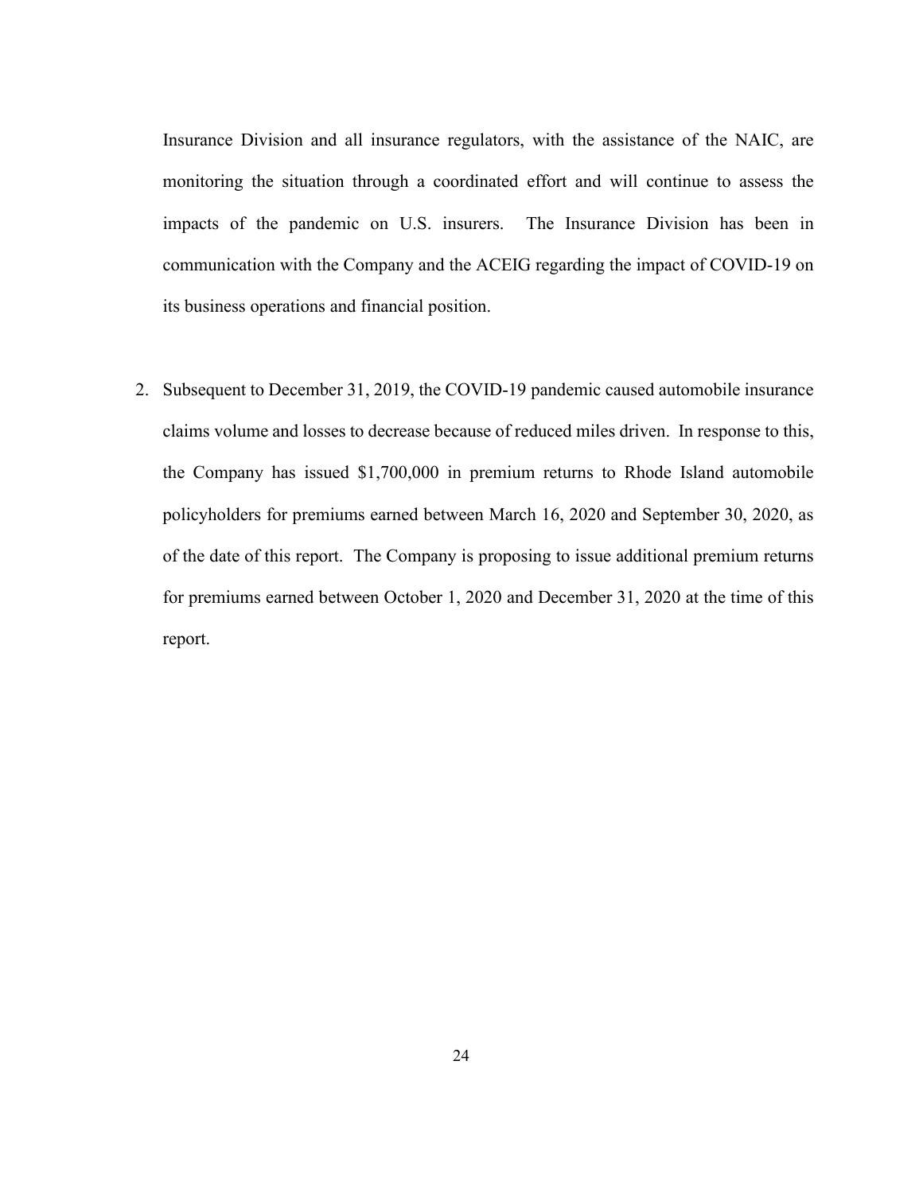Insurance Division and all insurance regulators, with the assistance of the NAIC, are monitoring the situation through a coordinated effort and will continue to assess the impacts of the pandemic on U.S. insurers. The Insurance Division has been in communication with the Company and the ACEIG regarding the impact of COVID-19 on its business operations and financial position.

2. Subsequent to December 31, 2019, the COVID-19 pandemic caused automobile insurance claims volume and losses to decrease because of reduced miles driven. In response to this, the Company has issued $1,700,000 in premium returns to Rhode Island automobile policyholders for premiums earned between March 16, 2020 and September 30, 2020, as of the date of this report. The Company is proposing to issue additional premium returns for premiums earned between October 1, 2020 and December 31, 2020 at the time of this report.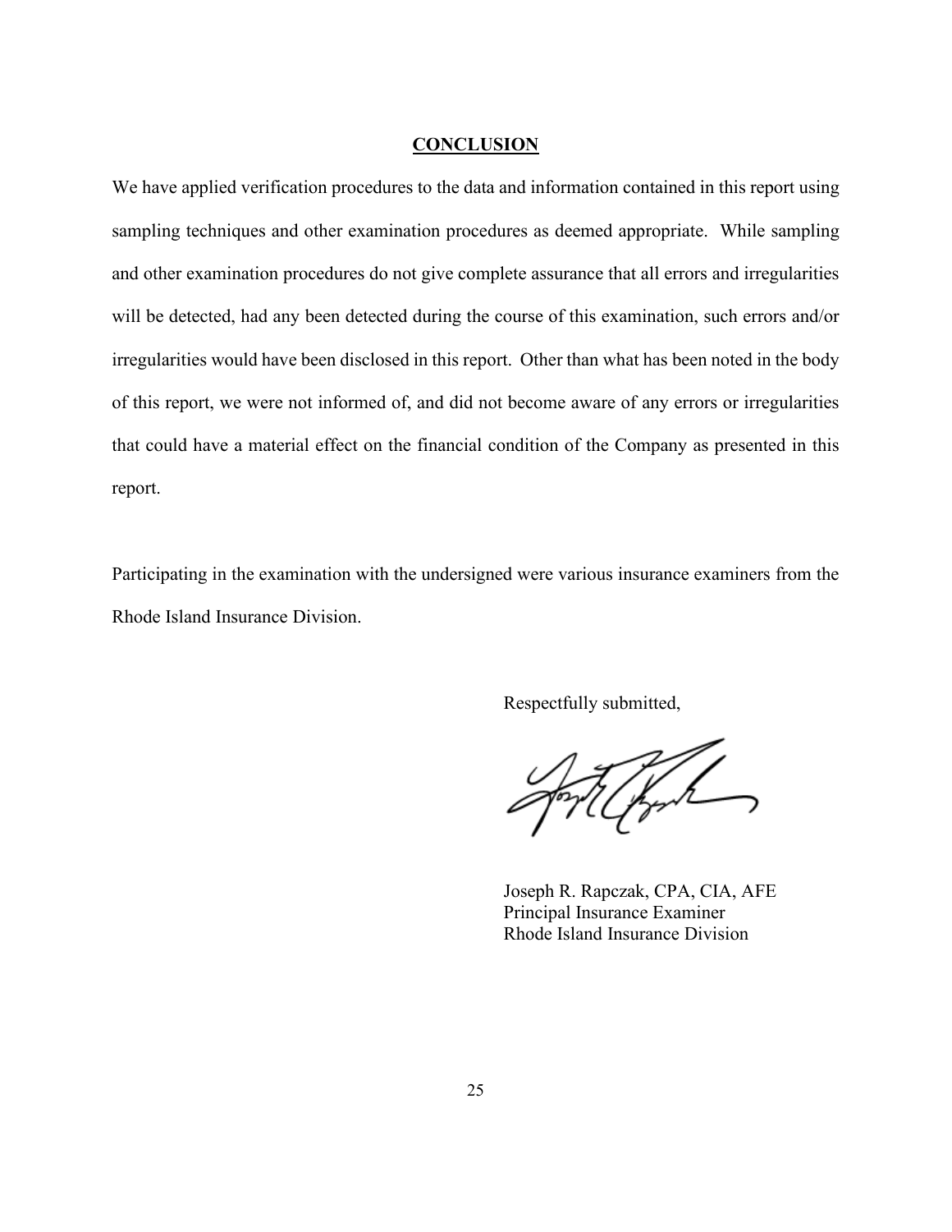## CONCLUSION

We have applied verification procedures to the data and information contained in this report using sampling techniques and other examination procedures as deemed appropriate. While sampling and other examination procedures do not give complete assurance that all errors and irregularities will be detected, had any been detected during the course of this examination, such errors and/or irregularities would have been disclosed in this report. Other than what has been noted in the body of this report, we were not informed of, and did not become aware of any errors or irregularities that could have a material effect on the financial condition of the Company as presented in this report.

Participating in the examination with the undersigned were various insurance examiners from the Rhode Island Insurance Division.

Respectfully submitted,

Joseph R. Rapczak, CPA, CIA, AFE
Principal Insurance Examiner
Rhode Island Insurance Division